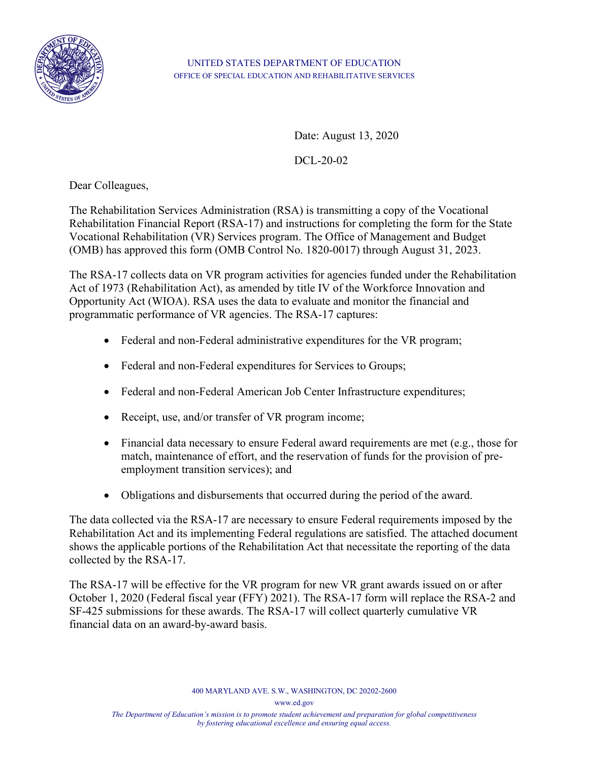UNITED STATES DEPARTMENT OF EDUCATION
OFFICE OF SPECIAL EDUCATION AND REHABILITATIVE SERVICES

Date: August 13, 2020

DCL-20-02

Dear Colleagues,

The Rehabilitation Services Administration (RSA) is transmitting a copy of the Vocational Rehabilitation Financial Report (RSA-17) and instructions for completing the form for the State Vocational Rehabilitation (VR) Services program. The Office of Management and Budget (OMB) has approved this form (OMB Control No. 1820-0017) through August 31, 2023.

The RSA-17 collects data on VR program activities for agencies funded under the Rehabilitation Act of 1973 (Rehabilitation Act), as amended by title IV of the Workforce Innovation and Opportunity Act (WIOA). RSA uses the data to evaluate and monitor the financial and programmatic performance of VR agencies. The RSA-17 captures:

- Federal and non-Federal administrative expenditures for the VR program;
- Federal and non-Federal expenditures for Services to Groups;
- Federal and non-Federal American Job Center Infrastructure expenditures;
- Receipt, use, and/or transfer of VR program income;
- Financial data necessary to ensure Federal award requirements are met (e.g., those for match, maintenance of effort, and the reservation of funds for the provision of pre-employment transition services); and
- Obligations and disbursements that occurred during the period of the award.

The data collected via the RSA-17 are necessary to ensure Federal requirements imposed by the Rehabilitation Act and its implementing Federal regulations are satisfied. The attached document shows the applicable portions of the Rehabilitation Act that necessitate the reporting of the data collected by the RSA-17.

The RSA-17 will be effective for the VR program for new VR grant awards issued on or after October 1, 2020 (Federal fiscal year (FFY) 2021). The RSA-17 form will replace the RSA-2 and SF-425 submissions for these awards. The RSA-17 will collect quarterly cumulative VR financial data on an award-by-award basis.

400 MARYLAND AVE. S.W., WASHINGTON, DC 20202-2600

www.ed.gov

*The Department of Education's mission is to promote student achievement and preparation for global competitiveness by fostering educational excellence and ensuring equal access.*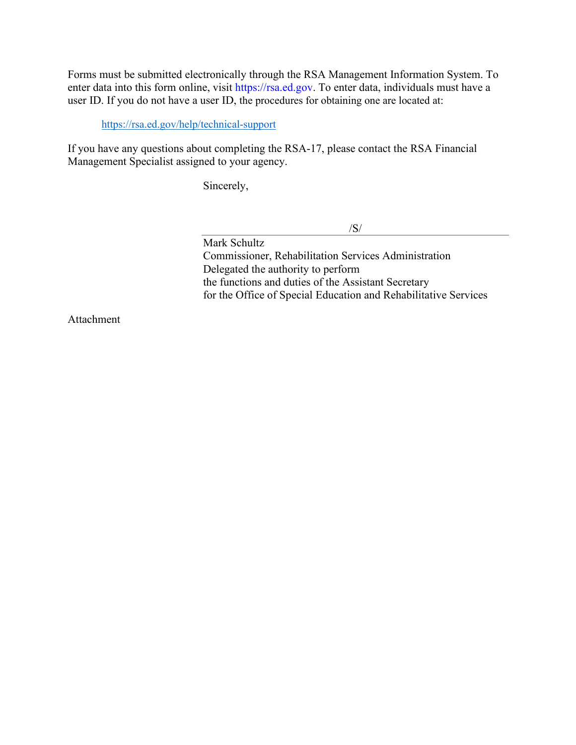Forms must be submitted electronically through the RSA Management Information System. To enter data into this form online, visit https://rsa.ed.gov. To enter data, individuals must have a user ID. If you do not have a user ID, the procedures for obtaining one are located at:

https://rsa.ed.gov/help/technical-support

If you have any questions about completing the RSA-17, please contact the RSA Financial Management Specialist assigned to your agency.

Sincerely,

/S/

Mark Schultz  
Commissioner, Rehabilitation Services Administration  
Delegated the authority to perform  
the functions and duties of the Assistant Secretary  
for the Office of Special Education and Rehabilitative Services

Attachment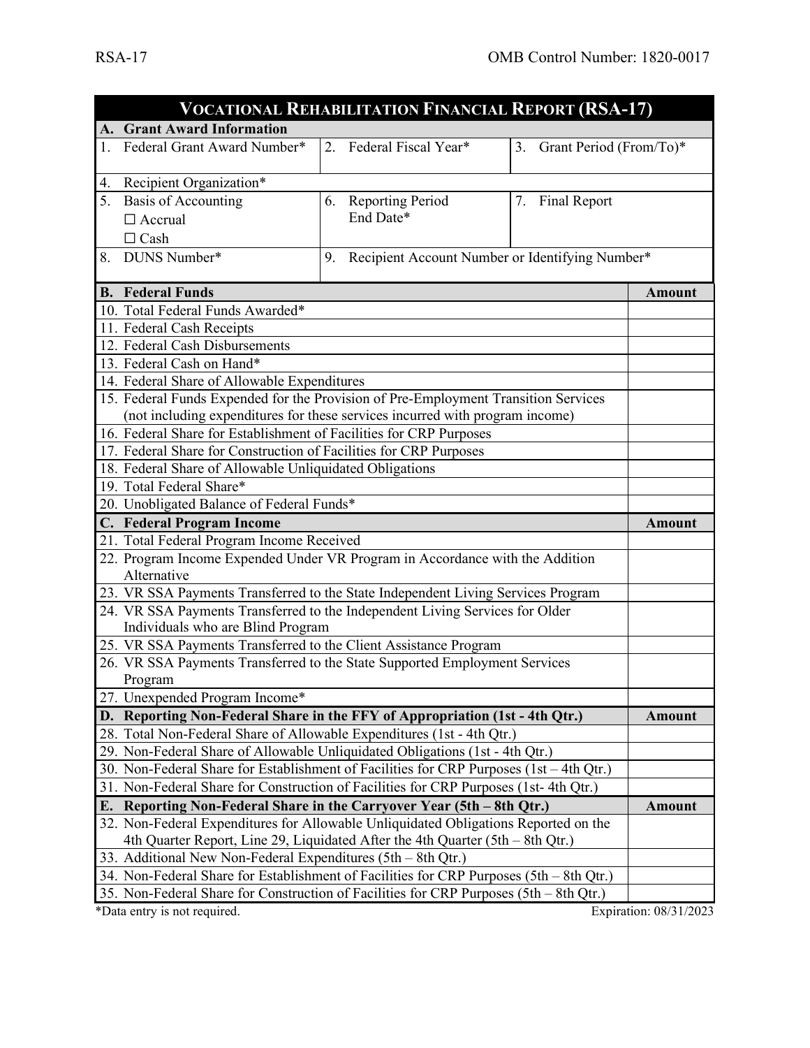RSA-17 OMB Control Number: 1820-0017

# VOCATIONAL REHABILITATION FINANCIAL REPORT (RSA-17)

| A. Grant Award Information | | |
|---|---|---|
| 1. Federal Grant Award Number* | 2. Federal Fiscal Year* | 3. Grant Period (From/To)* |
| 4. Recipient Organization* | | |
| 5. Basis of Accounting<br>☐ Accrual<br>☐ Cash | 6. Reporting Period End Date* | 7. Final Report |
| 8. DUNS Number* | 9. Recipient Account Number or Identifying Number* | |

| B. Federal Funds | Amount |
|---|---|
| 10. Total Federal Funds Awarded* | |
| 11. Federal Cash Receipts | |
| 12. Federal Cash Disbursements | |
| 13. Federal Cash on Hand* | |
| 14. Federal Share of Allowable Expenditures | |
| 15. Federal Funds Expended for the Provision of Pre-Employment Transition Services (not including expenditures for these services incurred with program income) | |
| 16. Federal Share for Establishment of Facilities for CRP Purposes | |
| 17. Federal Share for Construction of Facilities for CRP Purposes | |
| 18. Federal Share of Allowable Unliquidated Obligations | |
| 19. Total Federal Share* | |
| 20. Unobligated Balance of Federal Funds* | |
| **C. Federal Program Income** | **Amount** |
| 21. Total Federal Program Income Received | |
| 22. Program Income Expended Under VR Program in Accordance with the Addition Alternative | |
| 23. VR SSA Payments Transferred to the State Independent Living Services Program | |
| 24. VR SSA Payments Transferred to the Independent Living Services for Older Individuals who are Blind Program | |
| 25. VR SSA Payments Transferred to the Client Assistance Program | |
| 26. VR SSA Payments Transferred to the State Supported Employment Services Program | |
| 27. Unexpended Program Income* | |
| **D. Reporting Non-Federal Share in the FFY of Appropriation (1st - 4th Qtr.)** | **Amount** |
| 28. Total Non-Federal Share of Allowable Expenditures (1st - 4th Qtr.) | |
| 29. Non-Federal Share of Allowable Unliquidated Obligations (1st - 4th Qtr.) | |
| 30. Non-Federal Share for Establishment of Facilities for CRP Purposes (1st – 4th Qtr.) | |
| 31. Non-Federal Share for Construction of Facilities for CRP Purposes (1st- 4th Qtr.) | |
| **E. Reporting Non-Federal Share in the Carryover Year (5th – 8th Qtr.)** | **Amount** |
| 32. Non-Federal Expenditures for Allowable Unliquidated Obligations Reported on the 4th Quarter Report, Line 29, Liquidated After the 4th Quarter (5th – 8th Qtr.) | |
| 33. Additional New Non-Federal Expenditures (5th – 8th Qtr.) | |
| 34. Non-Federal Share for Establishment of Facilities for CRP Purposes (5th – 8th Qtr.) | |
| 35. Non-Federal Share for Construction of Facilities for CRP Purposes (5th – 8th Qtr.) | |

*Data entry is not required.

Expiration: 08/31/2023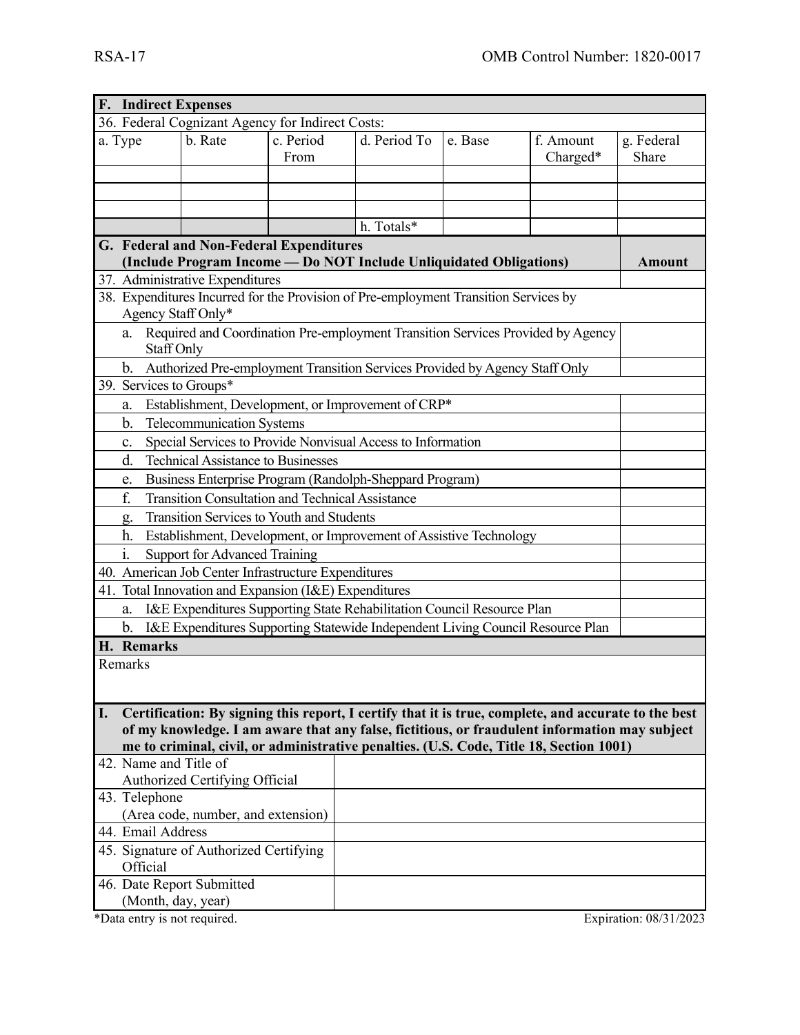| F. Indirect Expenses | | | | | | |
|---|---|---|---|---|---|---|
| 36. Federal Cognizant Agency for Indirect Costs: | | | | | | |
| a. Type | b. Rate | c. Period From | d. Period To | e. Base | f. Amount Charged* | g. Federal Share |
| | | | | | | |
| | | | | | | |
| | | | | | | |
| | | | h. Totals* | | | |

| G. Federal and Non-Federal Expenditures (Include Program Income — Do NOT Include Unliquidated Obligations) | Amount |
|---|---|
| 37. Administrative Expenditures | |
| 38. Expenditures Incurred for the Provision of Pre-employment Transition Services by Agency Staff Only* | |
| a. Required and Coordination Pre-employment Transition Services Provided by Agency Staff Only | |
| b. Authorized Pre-employment Transition Services Provided by Agency Staff Only | |
| 39. Services to Groups* | |
| a. Establishment, Development, or Improvement of CRP* | |
| b. Telecommunication Systems | |
| c. Special Services to Provide Nonvisual Access to Information | |
| d. Technical Assistance to Businesses | |
| e. Business Enterprise Program (Randolph-Sheppard Program) | |
| f. Transition Consultation and Technical Assistance | |
| g. Transition Services to Youth and Students | |
| h. Establishment, Development, or Improvement of Assistive Technology | |
| i. Support for Advanced Training | |
| 40. American Job Center Infrastructure Expenditures | |
| 41. Total Innovation and Expansion (I&E) Expenditures | |
| a. I&E Expenditures Supporting State Rehabilitation Council Resource Plan | |
| b. I&E Expenditures Supporting Statewide Independent Living Council Resource Plan | |

| H. Remarks |
|---|
| Remarks |

| I. Certification: By signing this report, I certify that it is true, complete, and accurate to the best of my knowledge. I am aware that any false, fictitious, or fraudulent information may subject me to criminal, civil, or administrative penalties. (U.S. Code, Title 18, Section 1001) | |
|---|---|
| 42. Name and Title of Authorized Certifying Official | |
| 43. Telephone (Area code, number, and extension) | |
| 44. Email Address | |
| 45. Signature of Authorized Certifying Official | |
| 46. Date Report Submitted (Month, day, year) | |

*Data entry is not required.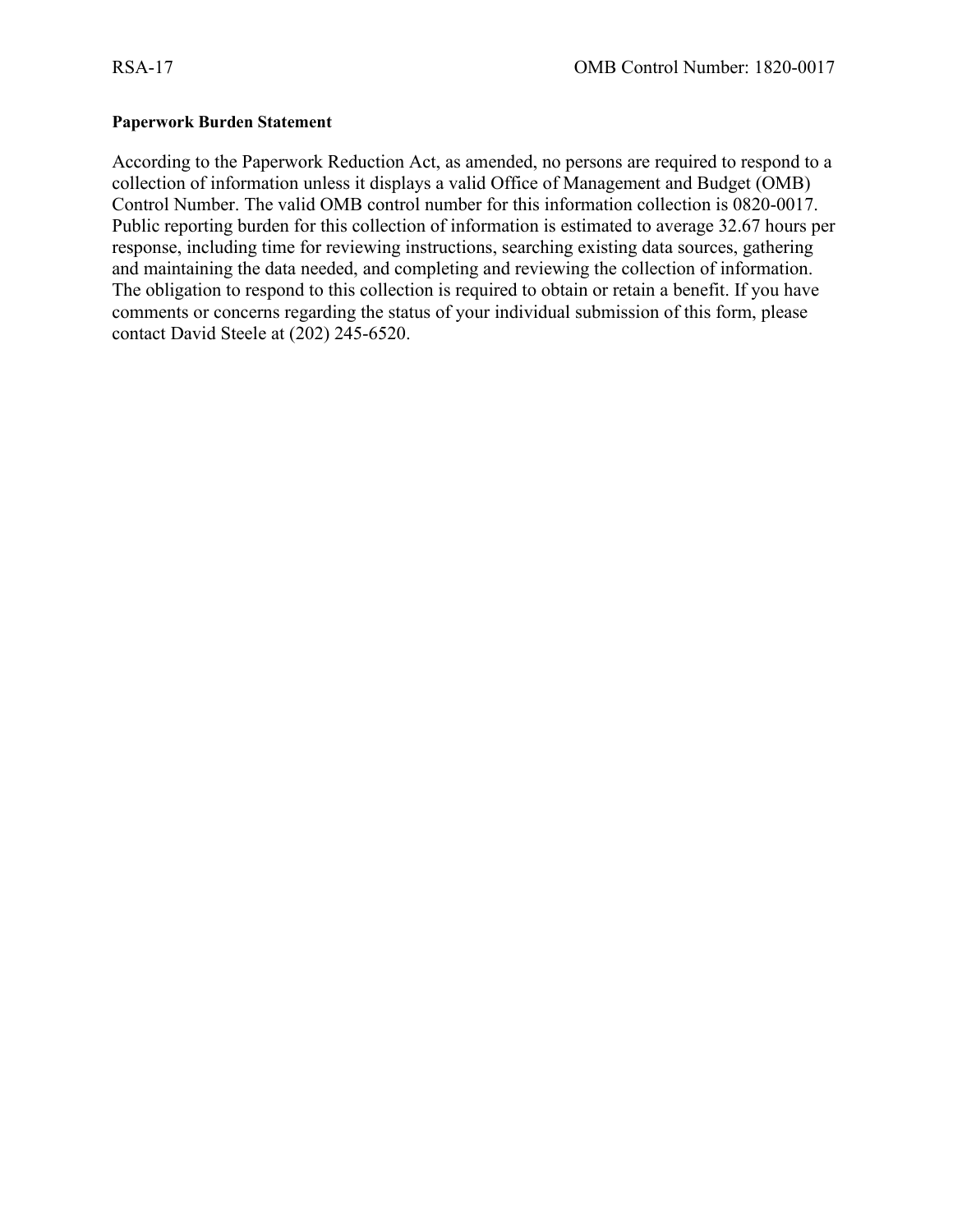**Paperwork Burden Statement**

According to the Paperwork Reduction Act, as amended, no persons are required to respond to a collection of information unless it displays a valid Office of Management and Budget (OMB) Control Number. The valid OMB control number for this information collection is 0820-0017. Public reporting burden for this collection of information is estimated to average 32.67 hours per response, including time for reviewing instructions, searching existing data sources, gathering and maintaining the data needed, and completing and reviewing the collection of information. The obligation to respond to this collection is required to obtain or retain a benefit. If you have comments or concerns regarding the status of your individual submission of this form, please contact David Steele at (202) 245-6520.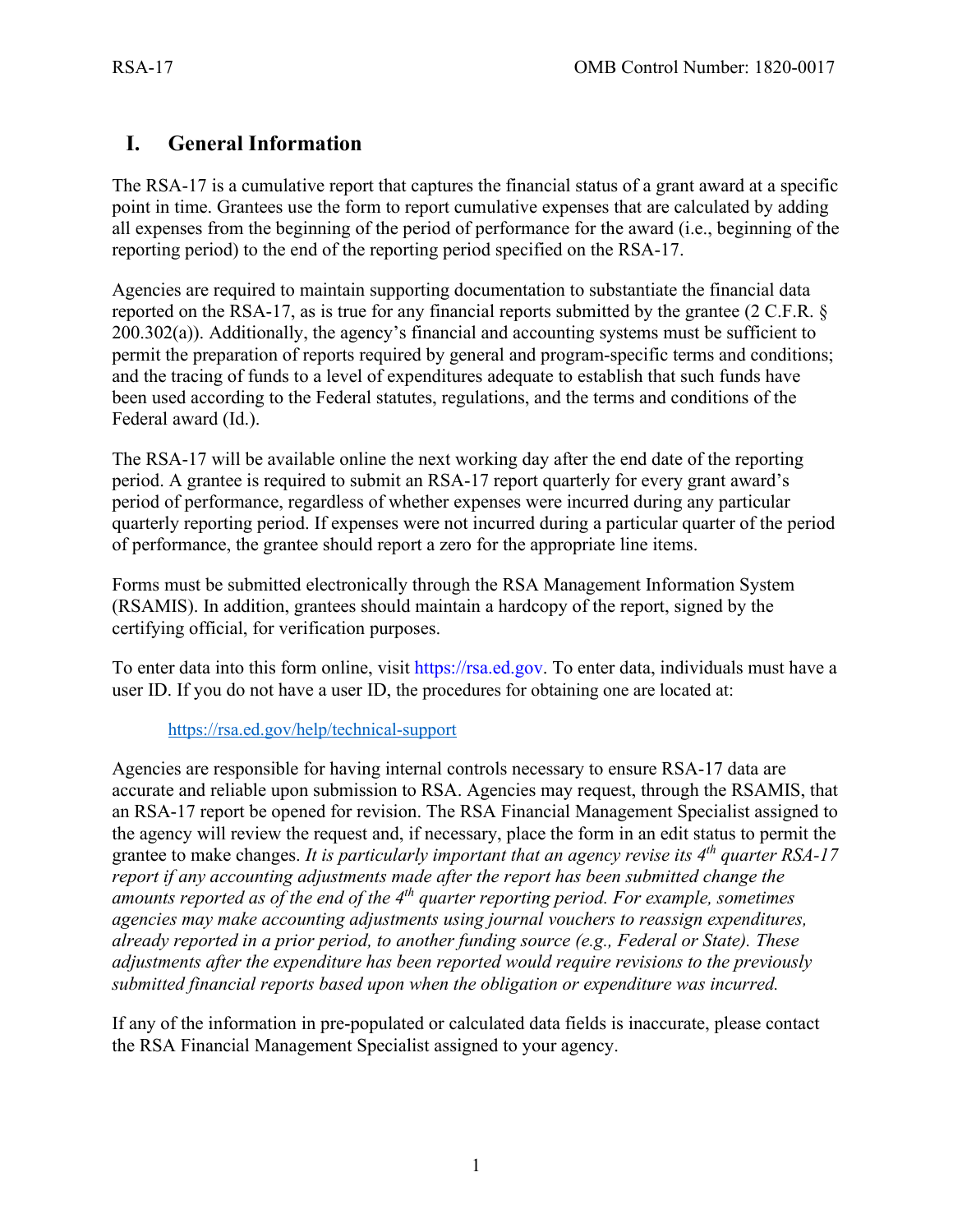## I. General Information

The RSA-17 is a cumulative report that captures the financial status of a grant award at a specific point in time. Grantees use the form to report cumulative expenses that are calculated by adding all expenses from the beginning of the period of performance for the award (i.e., beginning of the reporting period) to the end of the reporting period specified on the RSA-17.

Agencies are required to maintain supporting documentation to substantiate the financial data reported on the RSA-17, as is true for any financial reports submitted by the grantee (2 C.F.R. § 200.302(a)). Additionally, the agency's financial and accounting systems must be sufficient to permit the preparation of reports required by general and program-specific terms and conditions; and the tracing of funds to a level of expenditures adequate to establish that such funds have been used according to the Federal statutes, regulations, and the terms and conditions of the Federal award (Id.).

The RSA-17 will be available online the next working day after the end date of the reporting period. A grantee is required to submit an RSA-17 report quarterly for every grant award's period of performance, regardless of whether expenses were incurred during any particular quarterly reporting period. If expenses were not incurred during a particular quarter of the period of performance, the grantee should report a zero for the appropriate line items.

Forms must be submitted electronically through the RSA Management Information System (RSAMIS). In addition, grantees should maintain a hardcopy of the report, signed by the certifying official, for verification purposes.

To enter data into this form online, visit https://rsa.ed.gov. To enter data, individuals must have a user ID. If you do not have a user ID, the procedures for obtaining one are located at:

https://rsa.ed.gov/help/technical-support

Agencies are responsible for having internal controls necessary to ensure RSA-17 data are accurate and reliable upon submission to RSA. Agencies may request, through the RSAMIS, that an RSA-17 report be opened for revision. The RSA Financial Management Specialist assigned to the agency will review the request and, if necessary, place the form in an edit status to permit the grantee to make changes. *It is particularly important that an agency revise its 4th quarter RSA-17 report if any accounting adjustments made after the report has been submitted change the amounts reported as of the end of the 4th quarter reporting period. For example, sometimes agencies may make accounting adjustments using journal vouchers to reassign expenditures, already reported in a prior period, to another funding source (e.g., Federal or State). These adjustments after the expenditure has been reported would require revisions to the previously submitted financial reports based upon when the obligation or expenditure was incurred.*

If any of the information in pre-populated or calculated data fields is inaccurate, please contact the RSA Financial Management Specialist assigned to your agency.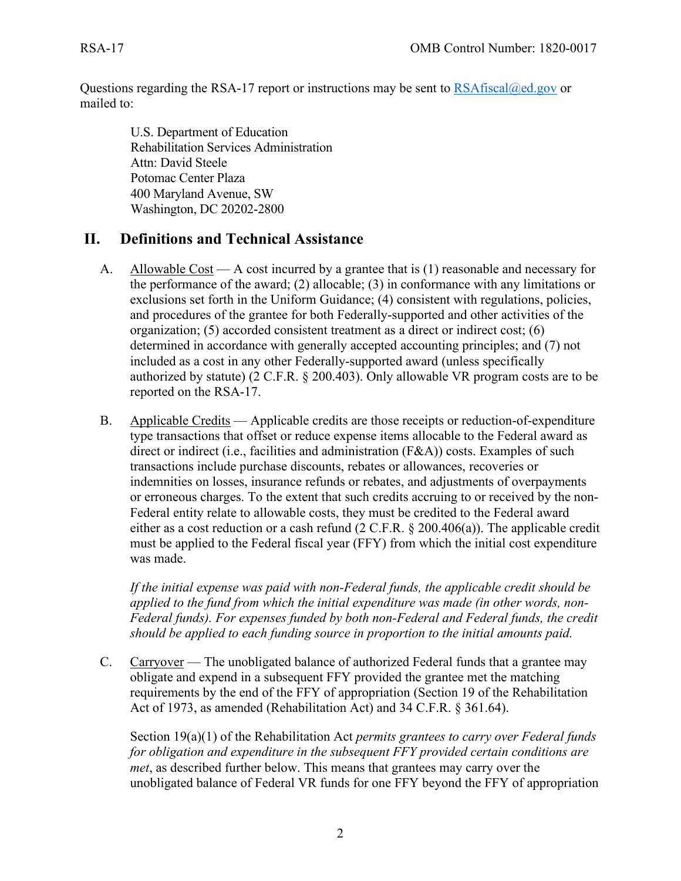Questions regarding the RSA-17 report or instructions may be sent to RSAfiscal@ed.gov or mailed to:

U.S. Department of Education
Rehabilitation Services Administration
Attn: David Steele
Potomac Center Plaza
400 Maryland Avenue, SW
Washington, DC 20202-2800

## II. Definitions and Technical Assistance

A. Allowable Cost — A cost incurred by a grantee that is (1) reasonable and necessary for the performance of the award; (2) allocable; (3) in conformance with any limitations or exclusions set forth in the Uniform Guidance; (4) consistent with regulations, policies, and procedures of the grantee for both Federally-supported and other activities of the organization; (5) accorded consistent treatment as a direct or indirect cost; (6) determined in accordance with generally accepted accounting principles; and (7) not included as a cost in any other Federally-supported award (unless specifically authorized by statute) (2 C.F.R. § 200.403). Only allowable VR program costs are to be reported on the RSA-17.

B. Applicable Credits — Applicable credits are those receipts or reduction-of-expenditure type transactions that offset or reduce expense items allocable to the Federal award as direct or indirect (i.e., facilities and administration (F&A)) costs. Examples of such transactions include purchase discounts, rebates or allowances, recoveries or indemnities on losses, insurance refunds or rebates, and adjustments of overpayments or erroneous charges. To the extent that such credits accruing to or received by the non-Federal entity relate to allowable costs, they must be credited to the Federal award either as a cost reduction or a cash refund (2 C.F.R. § 200.406(a)). The applicable credit must be applied to the Federal fiscal year (FFY) from which the initial cost expenditure was made.

   *If the initial expense was paid with non-Federal funds, the applicable credit should be applied to the fund from which the initial expenditure was made (in other words, non-Federal funds). For expenses funded by both non-Federal and Federal funds, the credit should be applied to each funding source in proportion to the initial amounts paid.*

C. Carryover — The unobligated balance of authorized Federal funds that a grantee may obligate and expend in a subsequent FFY provided the grantee met the matching requirements by the end of the FFY of appropriation (Section 19 of the Rehabilitation Act of 1973, as amended (Rehabilitation Act) and 34 C.F.R. § 361.64).

   Section 19(a)(1) of the Rehabilitation Act *permits grantees to carry over Federal funds for obligation and expenditure in the subsequent FFY provided certain conditions are met*, as described further below. This means that grantees may carry over the unobligated balance of Federal VR funds for one FFY beyond the FFY of appropriation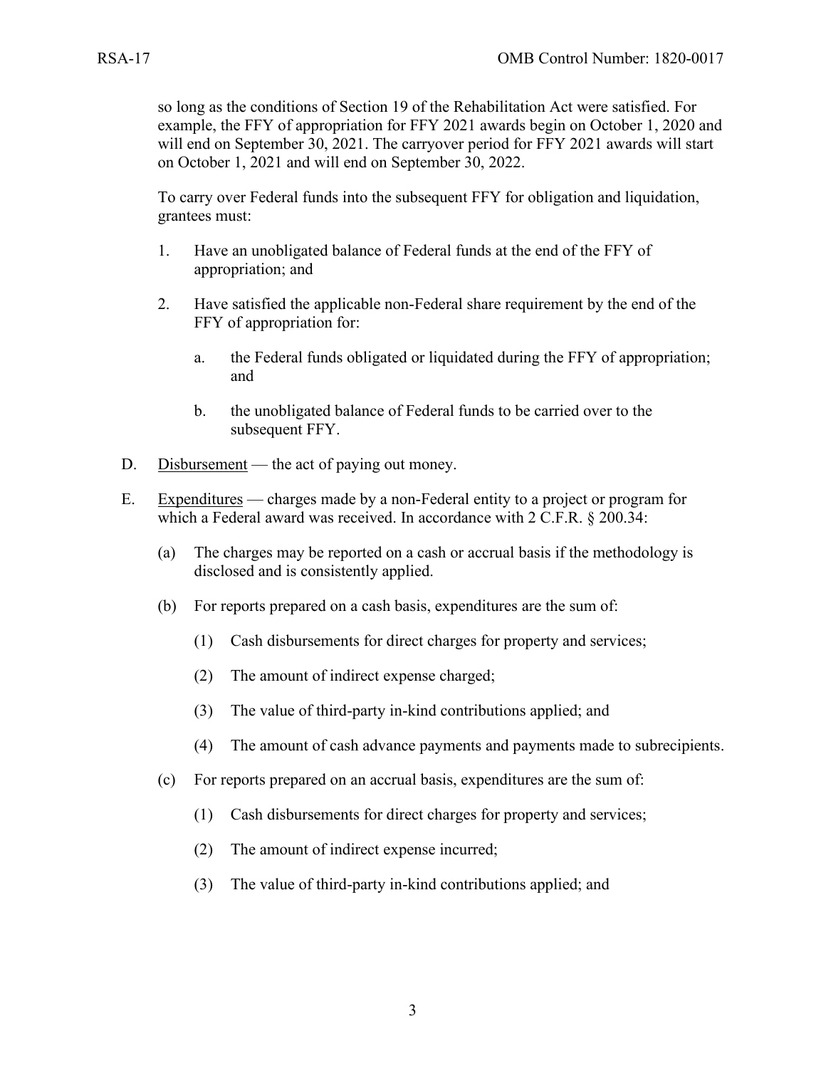so long as the conditions of Section 19 of the Rehabilitation Act were satisfied. For example, the FFY of appropriation for FFY 2021 awards begin on October 1, 2020 and will end on September 30, 2021. The carryover period for FFY 2021 awards will start on October 1, 2021 and will end on September 30, 2022.

To carry over Federal funds into the subsequent FFY for obligation and liquidation, grantees must:

1. Have an unobligated balance of Federal funds at the end of the FFY of appropriation; and
2. Have satisfied the applicable non-Federal share requirement by the end of the FFY of appropriation for:
   a. the Federal funds obligated or liquidated during the FFY of appropriation; and
   b. the unobligated balance of Federal funds to be carried over to the subsequent FFY.

D. <u>Disbursement</u> — the act of paying out money.

E. <u>Expenditures</u> — charges made by a non-Federal entity to a project or program for which a Federal award was received. In accordance with 2 C.F.R. § 200.34:

   (a) The charges may be reported on a cash or accrual basis if the methodology is disclosed and is consistently applied.

   (b) For reports prepared on a cash basis, expenditures are the sum of:

      (1) Cash disbursements for direct charges for property and services;

      (2) The amount of indirect expense charged;

      (3) The value of third-party in-kind contributions applied; and

      (4) The amount of cash advance payments and payments made to subrecipients.

   (c) For reports prepared on an accrual basis, expenditures are the sum of:

      (1) Cash disbursements for direct charges for property and services;

      (2) The amount of indirect expense incurred;

      (3) The value of third-party in-kind contributions applied; and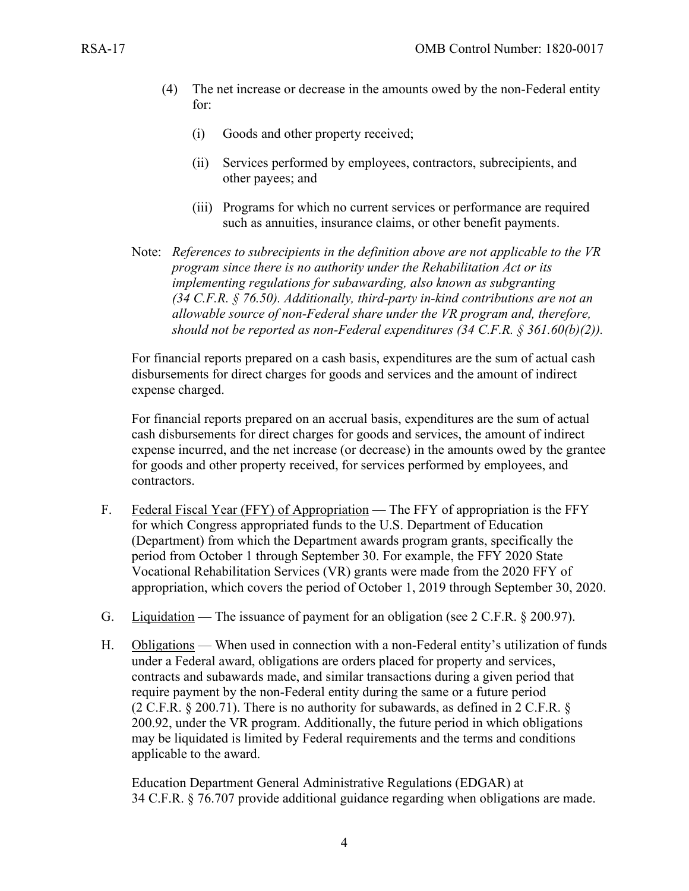(4) The net increase or decrease in the amounts owed by the non-Federal entity for:

   (i) Goods and other property received;

   (ii) Services performed by employees, contractors, subrecipients, and other payees; and

   (iii) Programs for which no current services or performance are required such as annuities, insurance claims, or other benefit payments.

Note: *References to subrecipients in the definition above are not applicable to the VR program since there is no authority under the Rehabilitation Act or its implementing regulations for subawarding, also known as subgranting (34 C.F.R. § 76.50). Additionally, third-party in-kind contributions are not an allowable source of non-Federal share under the VR program and, therefore, should not be reported as non-Federal expenditures (34 C.F.R. § 361.60(b)(2)).*

For financial reports prepared on a cash basis, expenditures are the sum of actual cash disbursements for direct charges for goods and services and the amount of indirect expense charged.

For financial reports prepared on an accrual basis, expenditures are the sum of actual cash disbursements for direct charges for goods and services, the amount of indirect expense incurred, and the net increase (or decrease) in the amounts owed by the grantee for goods and other property received, for services performed by employees, and contractors.

F. Federal Fiscal Year (FFY) of Appropriation — The FFY of appropriation is the FFY for which Congress appropriated funds to the U.S. Department of Education (Department) from which the Department awards program grants, specifically the period from October 1 through September 30. For example, the FFY 2020 State Vocational Rehabilitation Services (VR) grants were made from the 2020 FFY of appropriation, which covers the period of October 1, 2019 through September 30, 2020.

G. Liquidation — The issuance of payment for an obligation (see 2 C.F.R. § 200.97).

H. Obligations — When used in connection with a non-Federal entity's utilization of funds under a Federal award, obligations are orders placed for property and services, contracts and subawards made, and similar transactions during a given period that require payment by the non-Federal entity during the same or a future period (2 C.F.R. § 200.71). There is no authority for subawards, as defined in 2 C.F.R. § 200.92, under the VR program. Additionally, the future period in which obligations may be liquidated is limited by Federal requirements and the terms and conditions applicable to the award.

Education Department General Administrative Regulations (EDGAR) at 34 C.F.R. § 76.707 provide additional guidance regarding when obligations are made.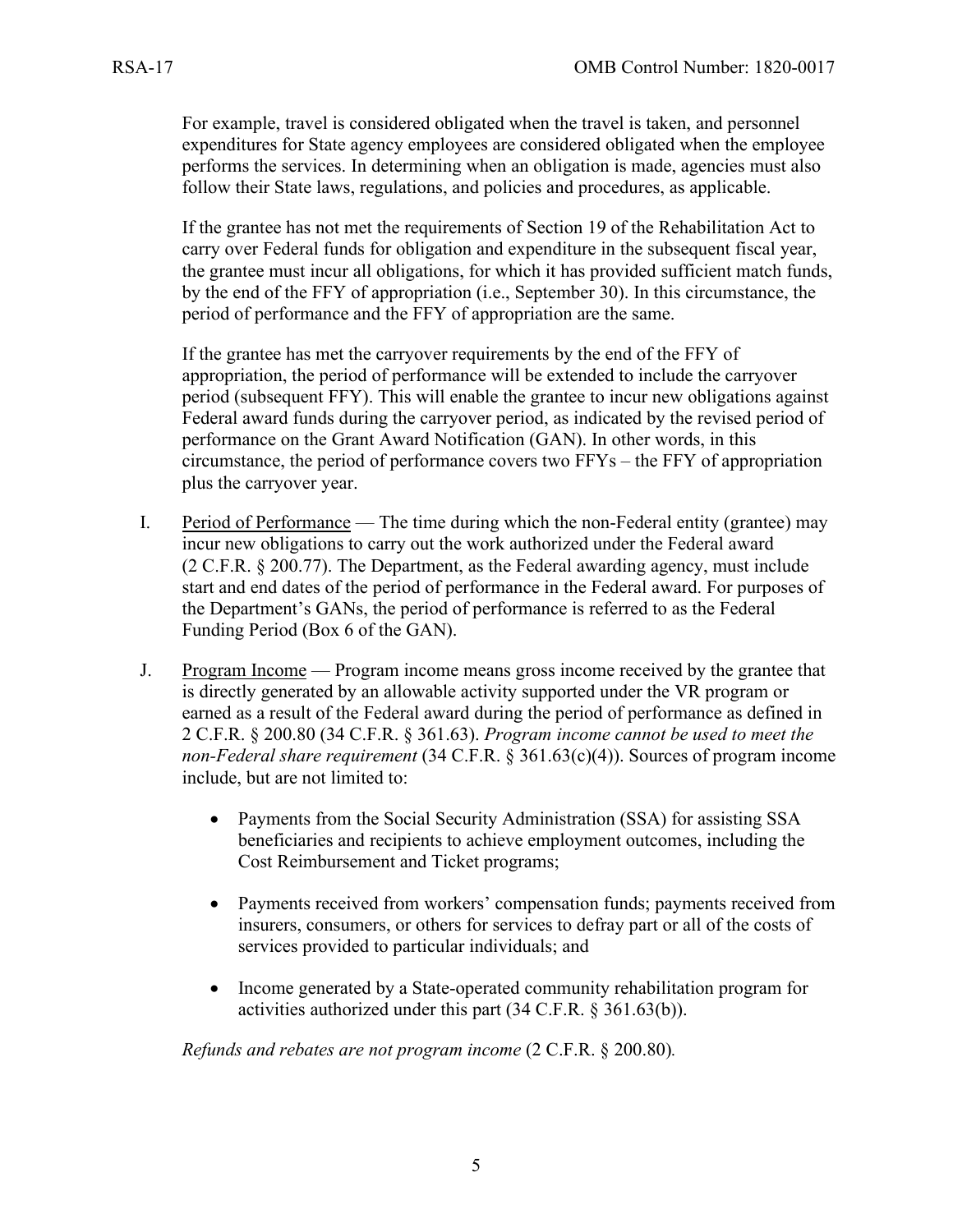For example, travel is considered obligated when the travel is taken, and personnel expenditures for State agency employees are considered obligated when the employee performs the services. In determining when an obligation is made, agencies must also follow their State laws, regulations, and policies and procedures, as applicable.

If the grantee has not met the requirements of Section 19 of the Rehabilitation Act to carry over Federal funds for obligation and expenditure in the subsequent fiscal year, the grantee must incur all obligations, for which it has provided sufficient match funds, by the end of the FFY of appropriation (i.e., September 30). In this circumstance, the period of performance and the FFY of appropriation are the same.

If the grantee has met the carryover requirements by the end of the FFY of appropriation, the period of performance will be extended to include the carryover period (subsequent FFY). This will enable the grantee to incur new obligations against Federal award funds during the carryover period, as indicated by the revised period of performance on the Grant Award Notification (GAN). In other words, in this circumstance, the period of performance covers two FFYs – the FFY of appropriation plus the carryover year.

I. <u>Period of Performance</u> — The time during which the non-Federal entity (grantee) may incur new obligations to carry out the work authorized under the Federal award (2 C.F.R. § 200.77). The Department, as the Federal awarding agency, must include start and end dates of the period of performance in the Federal award. For purposes of the Department's GANs, the period of performance is referred to as the Federal Funding Period (Box 6 of the GAN).

J. <u>Program Income</u> — Program income means gross income received by the grantee that is directly generated by an allowable activity supported under the VR program or earned as a result of the Federal award during the period of performance as defined in 2 C.F.R. § 200.80 (34 C.F.R. § 361.63). *Program income cannot be used to meet the non-Federal share requirement* (34 C.F.R. § 361.63(c)(4)). Sources of program income include, but are not limited to:

- Payments from the Social Security Administration (SSA) for assisting SSA beneficiaries and recipients to achieve employment outcomes, including the Cost Reimbursement and Ticket programs;
- Payments received from workers' compensation funds; payments received from insurers, consumers, or others for services to defray part or all of the costs of services provided to particular individuals; and
- Income generated by a State-operated community rehabilitation program for activities authorized under this part (34 C.F.R. § 361.63(b)).

*Refunds and rebates are not program income* (2 C.F.R. § 200.80).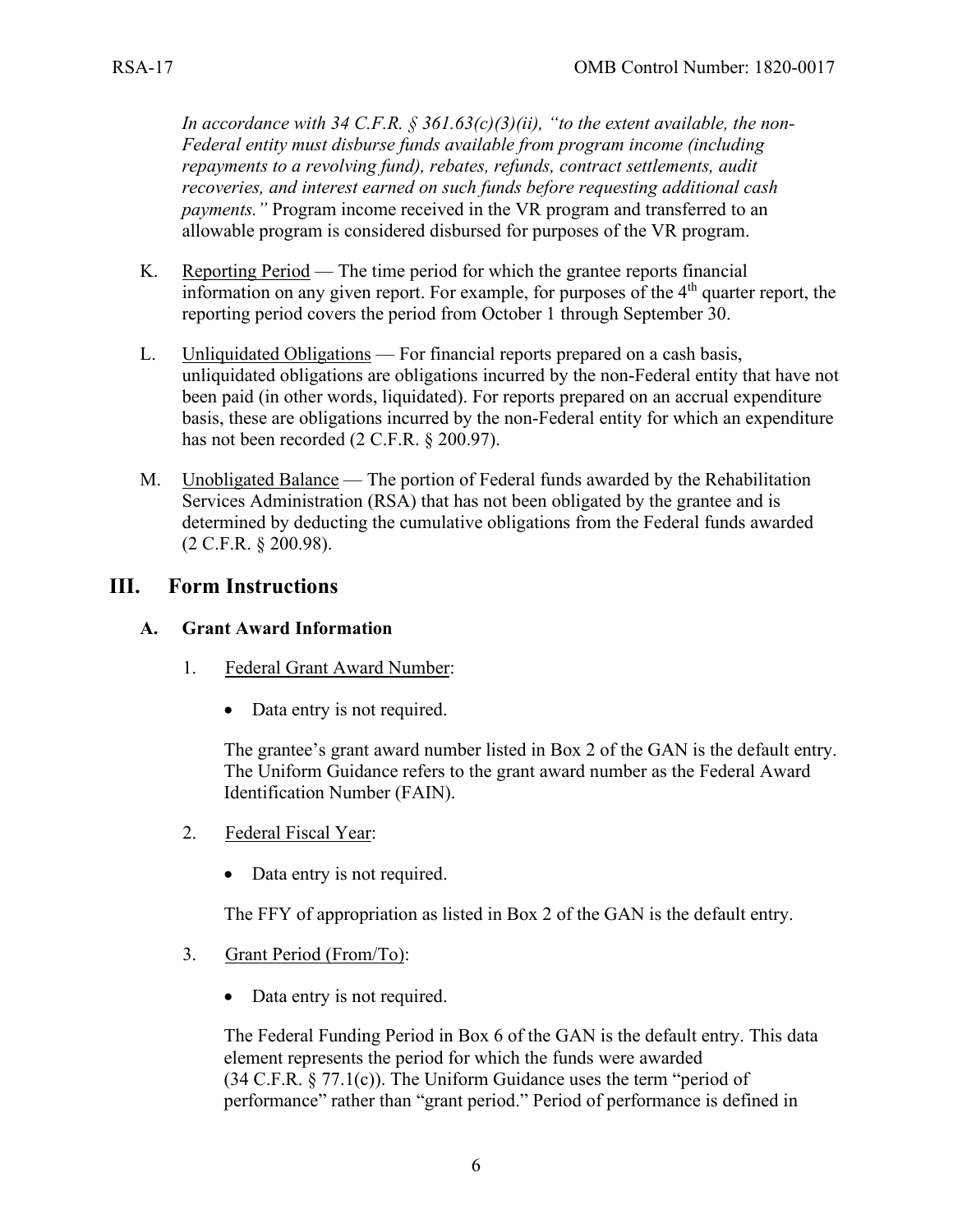*In accordance with 34 C.F.R. § 361.63(c)(3)(ii), "to the extent available, the non-Federal entity must disburse funds available from program income (including repayments to a revolving fund), rebates, refunds, contract settlements, audit recoveries, and interest earned on such funds before requesting additional cash payments."* Program income received in the VR program and transferred to an allowable program is considered disbursed for purposes of the VR program.

K. Reporting Period — The time period for which the grantee reports financial information on any given report. For example, for purposes of the 4th quarter report, the reporting period covers the period from October 1 through September 30.

L. Unliquidated Obligations — For financial reports prepared on a cash basis, unliquidated obligations are obligations incurred by the non-Federal entity that have not been paid (in other words, liquidated). For reports prepared on an accrual expenditure basis, these are obligations incurred by the non-Federal entity for which an expenditure has not been recorded (2 C.F.R. § 200.97).

M. Unobligated Balance — The portion of Federal funds awarded by the Rehabilitation Services Administration (RSA) that has not been obligated by the grantee and is determined by deducting the cumulative obligations from the Federal funds awarded (2 C.F.R. § 200.98).

## III. Form Instructions

### A. Grant Award Information

1. Federal Grant Award Number:

   - Data entry is not required.

   The grantee's grant award number listed in Box 2 of the GAN is the default entry. The Uniform Guidance refers to the grant award number as the Federal Award Identification Number (FAIN).

2. Federal Fiscal Year:

   - Data entry is not required.

   The FFY of appropriation as listed in Box 2 of the GAN is the default entry.

3. Grant Period (From/To):

   - Data entry is not required.

   The Federal Funding Period in Box 6 of the GAN is the default entry. This data element represents the period for which the funds were awarded (34 C.F.R. § 77.1(c)). The Uniform Guidance uses the term "period of performance" rather than "grant period." Period of performance is defined in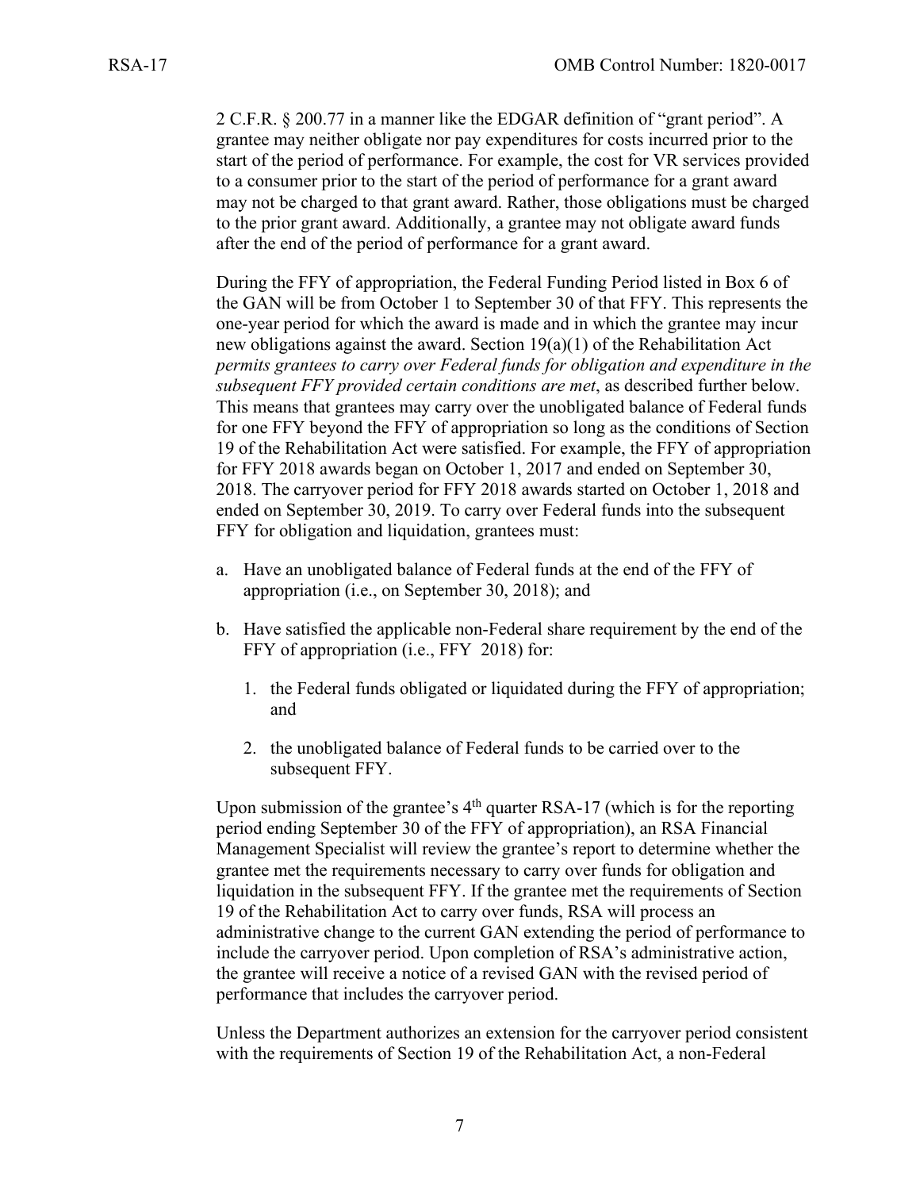2 C.F.R. § 200.77 in a manner like the EDGAR definition of "grant period". A grantee may neither obligate nor pay expenditures for costs incurred prior to the start of the period of performance. For example, the cost for VR services provided to a consumer prior to the start of the period of performance for a grant award may not be charged to that grant award. Rather, those obligations must be charged to the prior grant award. Additionally, a grantee may not obligate award funds after the end of the period of performance for a grant award.

During the FFY of appropriation, the Federal Funding Period listed in Box 6 of the GAN will be from October 1 to September 30 of that FFY. This represents the one-year period for which the award is made and in which the grantee may incur new obligations against the award. Section 19(a)(1) of the Rehabilitation Act *permits grantees to carry over Federal funds for obligation and expenditure in the subsequent FFY provided certain conditions are met*, as described further below. This means that grantees may carry over the unobligated balance of Federal funds for one FFY beyond the FFY of appropriation so long as the conditions of Section 19 of the Rehabilitation Act were satisfied. For example, the FFY of appropriation for FFY 2018 awards began on October 1, 2017 and ended on September 30, 2018. The carryover period for FFY 2018 awards started on October 1, 2018 and ended on September 30, 2019. To carry over Federal funds into the subsequent FFY for obligation and liquidation, grantees must:

a. Have an unobligated balance of Federal funds at the end of the FFY of appropriation (i.e., on September 30, 2018); and

b. Have satisfied the applicable non-Federal share requirement by the end of the FFY of appropriation (i.e., FFY 2018) for:

   1. the Federal funds obligated or liquidated during the FFY of appropriation; and

   2. the unobligated balance of Federal funds to be carried over to the subsequent FFY.

Upon submission of the grantee's 4th quarter RSA-17 (which is for the reporting period ending September 30 of the FFY of appropriation), an RSA Financial Management Specialist will review the grantee's report to determine whether the grantee met the requirements necessary to carry over funds for obligation and liquidation in the subsequent FFY. If the grantee met the requirements of Section 19 of the Rehabilitation Act to carry over funds, RSA will process an administrative change to the current GAN extending the period of performance to include the carryover period. Upon completion of RSA's administrative action, the grantee will receive a notice of a revised GAN with the revised period of performance that includes the carryover period.

Unless the Department authorizes an extension for the carryover period consistent with the requirements of Section 19 of the Rehabilitation Act, a non-Federal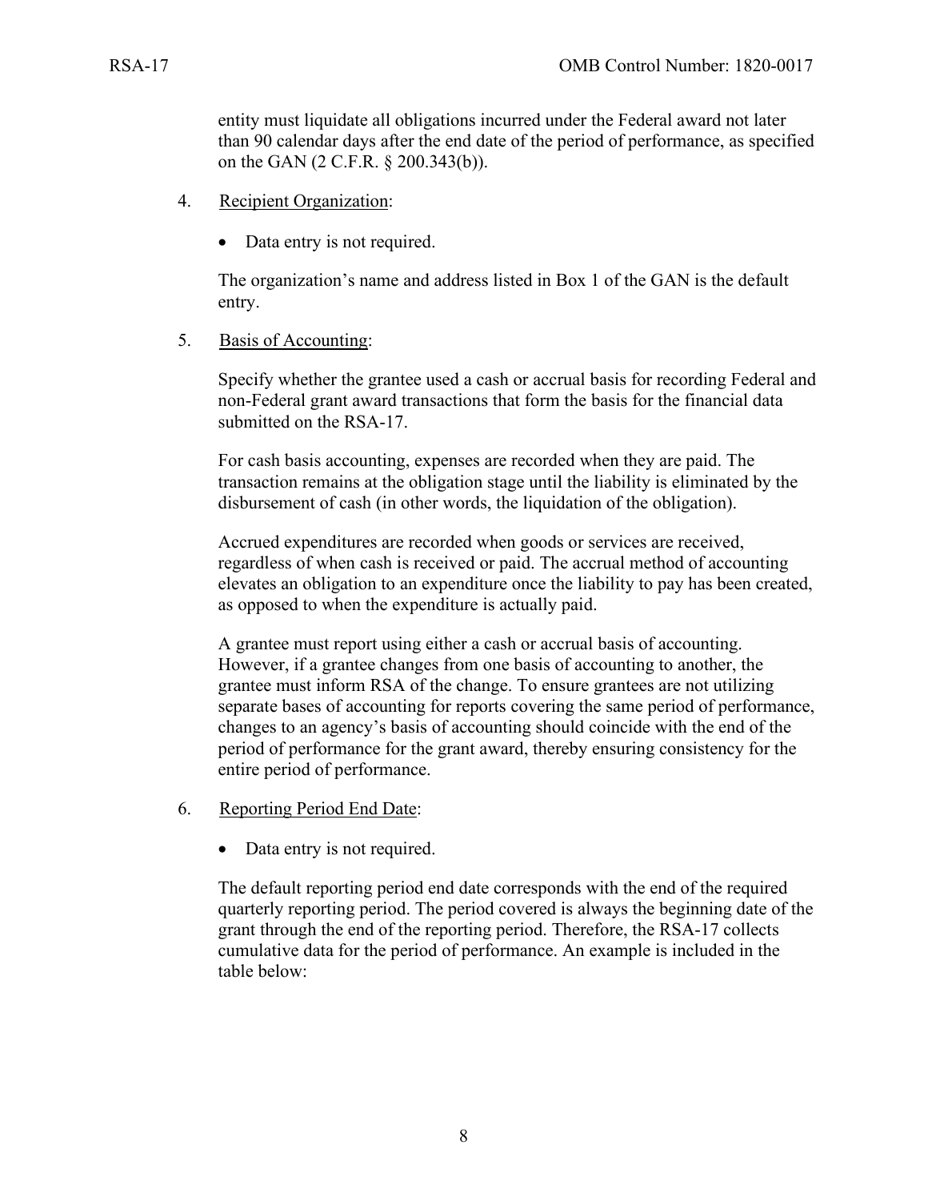entity must liquidate all obligations incurred under the Federal award not later than 90 calendar days after the end date of the period of performance, as specified on the GAN (2 C.F.R. § 200.343(b)).

4. Recipient Organization:

   - Data entry is not required.

   The organization's name and address listed in Box 1 of the GAN is the default entry.

5. Basis of Accounting:

   Specify whether the grantee used a cash or accrual basis for recording Federal and non-Federal grant award transactions that form the basis for the financial data submitted on the RSA-17.

   For cash basis accounting, expenses are recorded when they are paid. The transaction remains at the obligation stage until the liability is eliminated by the disbursement of cash (in other words, the liquidation of the obligation).

   Accrued expenditures are recorded when goods or services are received, regardless of when cash is received or paid. The accrual method of accounting elevates an obligation to an expenditure once the liability to pay has been created, as opposed to when the expenditure is actually paid.

   A grantee must report using either a cash or accrual basis of accounting. However, if a grantee changes from one basis of accounting to another, the grantee must inform RSA of the change. To ensure grantees are not utilizing separate bases of accounting for reports covering the same period of performance, changes to an agency's basis of accounting should coincide with the end of the period of performance for the grant award, thereby ensuring consistency for the entire period of performance.

6. Reporting Period End Date:

   - Data entry is not required.

   The default reporting period end date corresponds with the end of the required quarterly reporting period. The period covered is always the beginning date of the grant through the end of the reporting period. Therefore, the RSA-17 collects cumulative data for the period of performance. An example is included in the table below: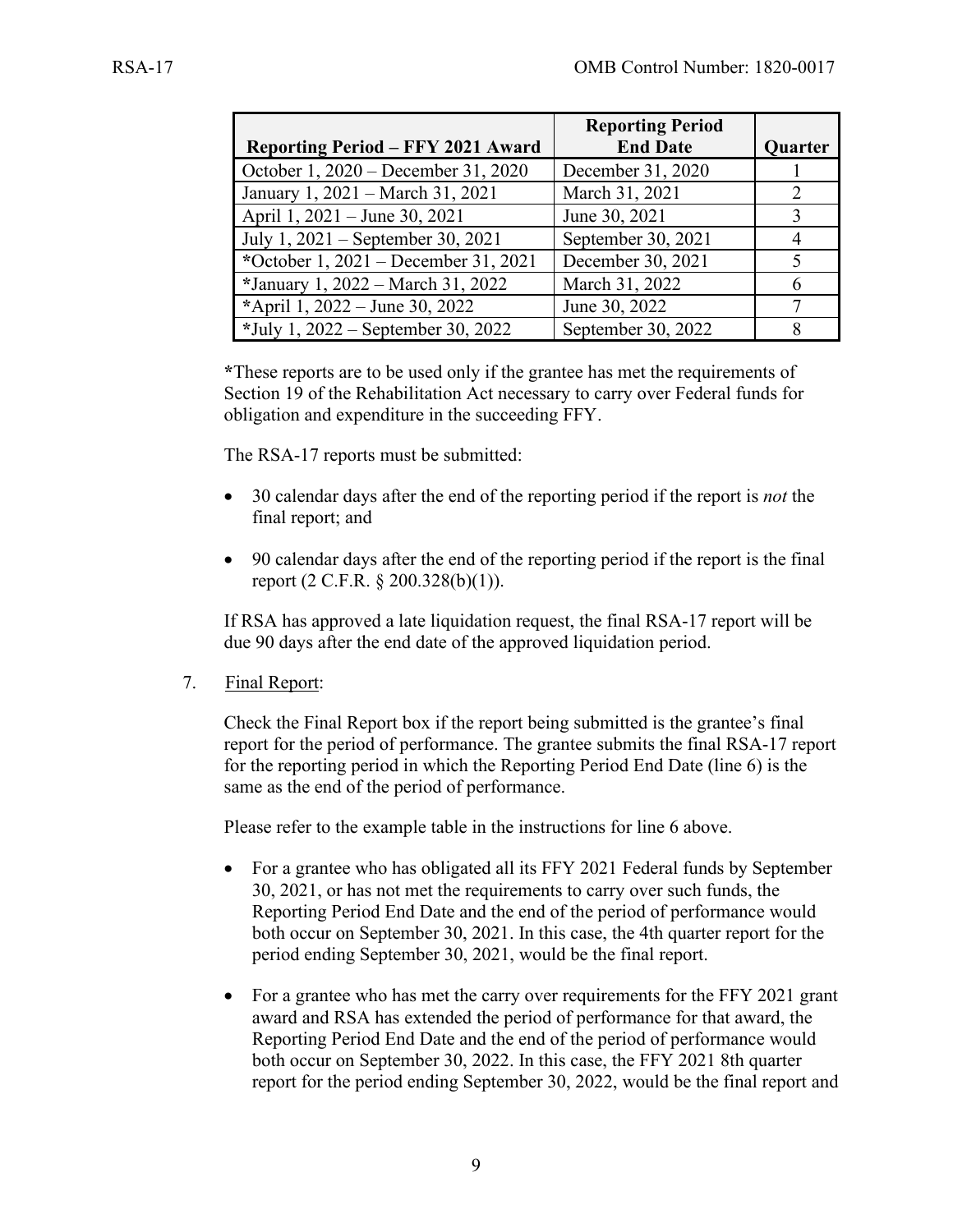| Reporting Period – FFY 2021 Award | Reporting Period End Date | Quarter |
|---|---|---|
| October 1, 2020 – December 31, 2020 | December 31, 2020 | 1 |
| January 1, 2021 – March 31, 2021 | March 31, 2021 | 2 |
| April 1, 2021 – June 30, 2021 | June 30, 2021 | 3 |
| July 1, 2021 – September 30, 2021 | September 30, 2021 | 4 |
| *October 1, 2021 – December 31, 2021 | December 30, 2021 | 5 |
| *January 1, 2022 – March 31, 2022 | March 31, 2022 | 6 |
| *April 1, 2022 – June 30, 2022 | June 30, 2022 | 7 |
| *July 1, 2022 – September 30, 2022 | September 30, 2022 | 8 |

*These reports are to be used only if the grantee has met the requirements of Section 19 of the Rehabilitation Act necessary to carry over Federal funds for obligation and expenditure in the succeeding FFY.

The RSA-17 reports must be submitted:

- 30 calendar days after the end of the reporting period if the report is *not* the final report; and
- 90 calendar days after the end of the reporting period if the report is the final report (2 C.F.R. § 200.328(b)(1)).

If RSA has approved a late liquidation request, the final RSA-17 report will be due 90 days after the end date of the approved liquidation period.

7. Final Report:

Check the Final Report box if the report being submitted is the grantee's final report for the period of performance. The grantee submits the final RSA-17 report for the reporting period in which the Reporting Period End Date (line 6) is the same as the end of the period of performance.

Please refer to the example table in the instructions for line 6 above.

- For a grantee who has obligated all its FFY 2021 Federal funds by September 30, 2021, or has not met the requirements to carry over such funds, the Reporting Period End Date and the end of the period of performance would both occur on September 30, 2021. In this case, the 4th quarter report for the period ending September 30, 2021, would be the final report.
- For a grantee who has met the carry over requirements for the FFY 2021 grant award and RSA has extended the period of performance for that award, the Reporting Period End Date and the end of the period of performance would both occur on September 30, 2022. In this case, the FFY 2021 8th quarter report for the period ending September 30, 2022, would be the final report and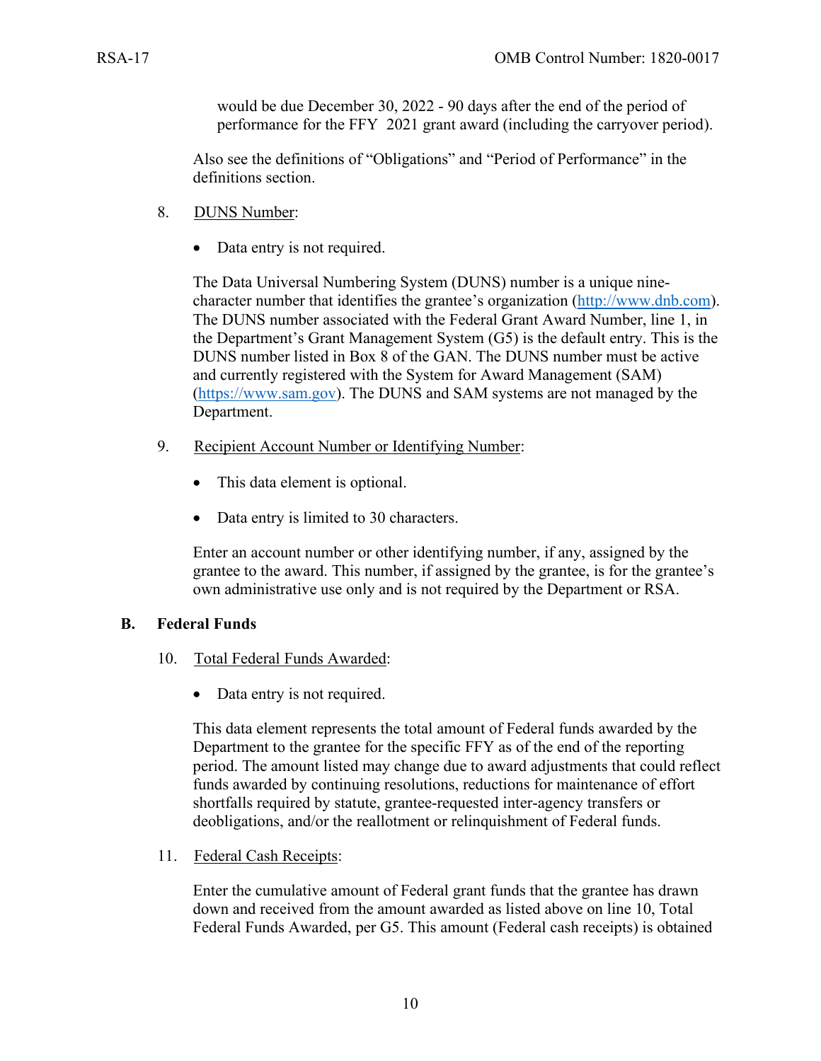would be due December 30, 2022 - 90 days after the end of the period of performance for the FFY 2021 grant award (including the carryover period).

Also see the definitions of "Obligations" and "Period of Performance" in the definitions section.

8. DUNS Number:

   - Data entry is not required.

   The Data Universal Numbering System (DUNS) number is a unique nine-character number that identifies the grantee's organization (http://www.dnb.com). The DUNS number associated with the Federal Grant Award Number, line 1, in the Department's Grant Management System (G5) is the default entry. This is the DUNS number listed in Box 8 of the GAN. The DUNS number must be active and currently registered with the System for Award Management (SAM) (https://www.sam.gov). The DUNS and SAM systems are not managed by the Department.

9. Recipient Account Number or Identifying Number:

   - This data element is optional.
   - Data entry is limited to 30 characters.

   Enter an account number or other identifying number, if any, assigned by the grantee to the award. This number, if assigned by the grantee, is for the grantee's own administrative use only and is not required by the Department or RSA.

## B. Federal Funds

10. Total Federal Funds Awarded:

    - Data entry is not required.

    This data element represents the total amount of Federal funds awarded by the Department to the grantee for the specific FFY as of the end of the reporting period. The amount listed may change due to award adjustments that could reflect funds awarded by continuing resolutions, reductions for maintenance of effort shortfalls required by statute, grantee-requested inter-agency transfers or deobligations, and/or the reallotment or relinquishment of Federal funds.

11. Federal Cash Receipts:

    Enter the cumulative amount of Federal grant funds that the grantee has drawn down and received from the amount awarded as listed above on line 10, Total Federal Funds Awarded, per G5. This amount (Federal cash receipts) is obtained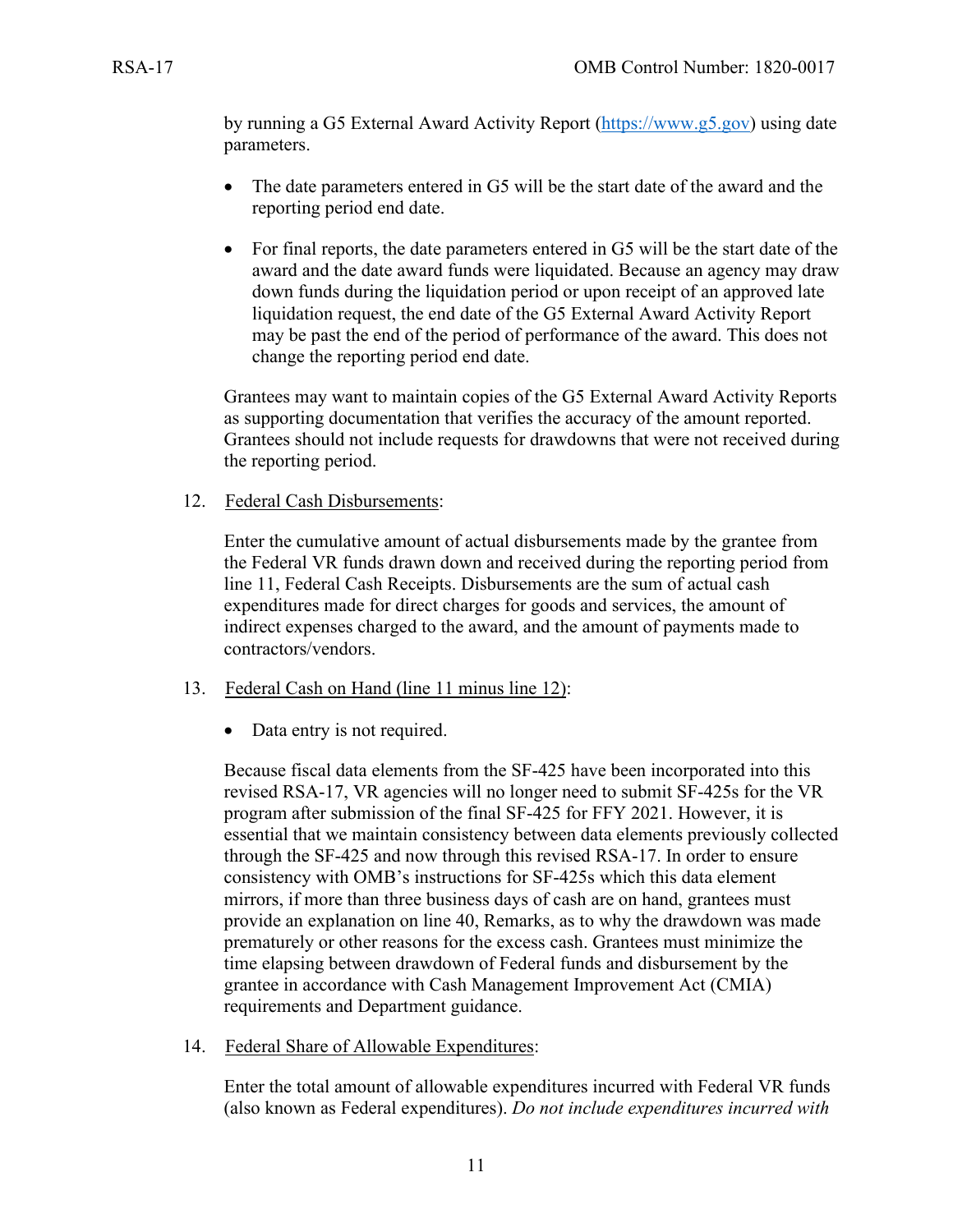by running a G5 External Award Activity Report (https://www.g5.gov) using date parameters.

- The date parameters entered in G5 will be the start date of the award and the reporting period end date.
- For final reports, the date parameters entered in G5 will be the start date of the award and the date award funds were liquidated. Because an agency may draw down funds during the liquidation period or upon receipt of an approved late liquidation request, the end date of the G5 External Award Activity Report may be past the end of the period of performance of the award. This does not change the reporting period end date.

Grantees may want to maintain copies of the G5 External Award Activity Reports as supporting documentation that verifies the accuracy of the amount reported. Grantees should not include requests for drawdowns that were not received during the reporting period.

12. Federal Cash Disbursements:

    Enter the cumulative amount of actual disbursements made by the grantee from the Federal VR funds drawn down and received during the reporting period from line 11, Federal Cash Receipts. Disbursements are the sum of actual cash expenditures made for direct charges for goods and services, the amount of indirect expenses charged to the award, and the amount of payments made to contractors/vendors.

13. Federal Cash on Hand (line 11 minus line 12):

    - Data entry is not required.

    Because fiscal data elements from the SF-425 have been incorporated into this revised RSA-17, VR agencies will no longer need to submit SF-425s for the VR program after submission of the final SF-425 for FFY 2021. However, it is essential that we maintain consistency between data elements previously collected through the SF-425 and now through this revised RSA-17. In order to ensure consistency with OMB's instructions for SF-425s which this data element mirrors, if more than three business days of cash are on hand, grantees must provide an explanation on line 40, Remarks, as to why the drawdown was made prematurely or other reasons for the excess cash. Grantees must minimize the time elapsing between drawdown of Federal funds and disbursement by the grantee in accordance with Cash Management Improvement Act (CMIA) requirements and Department guidance.

14. Federal Share of Allowable Expenditures:

    Enter the total amount of allowable expenditures incurred with Federal VR funds (also known as Federal expenditures). *Do not include expenditures incurred with*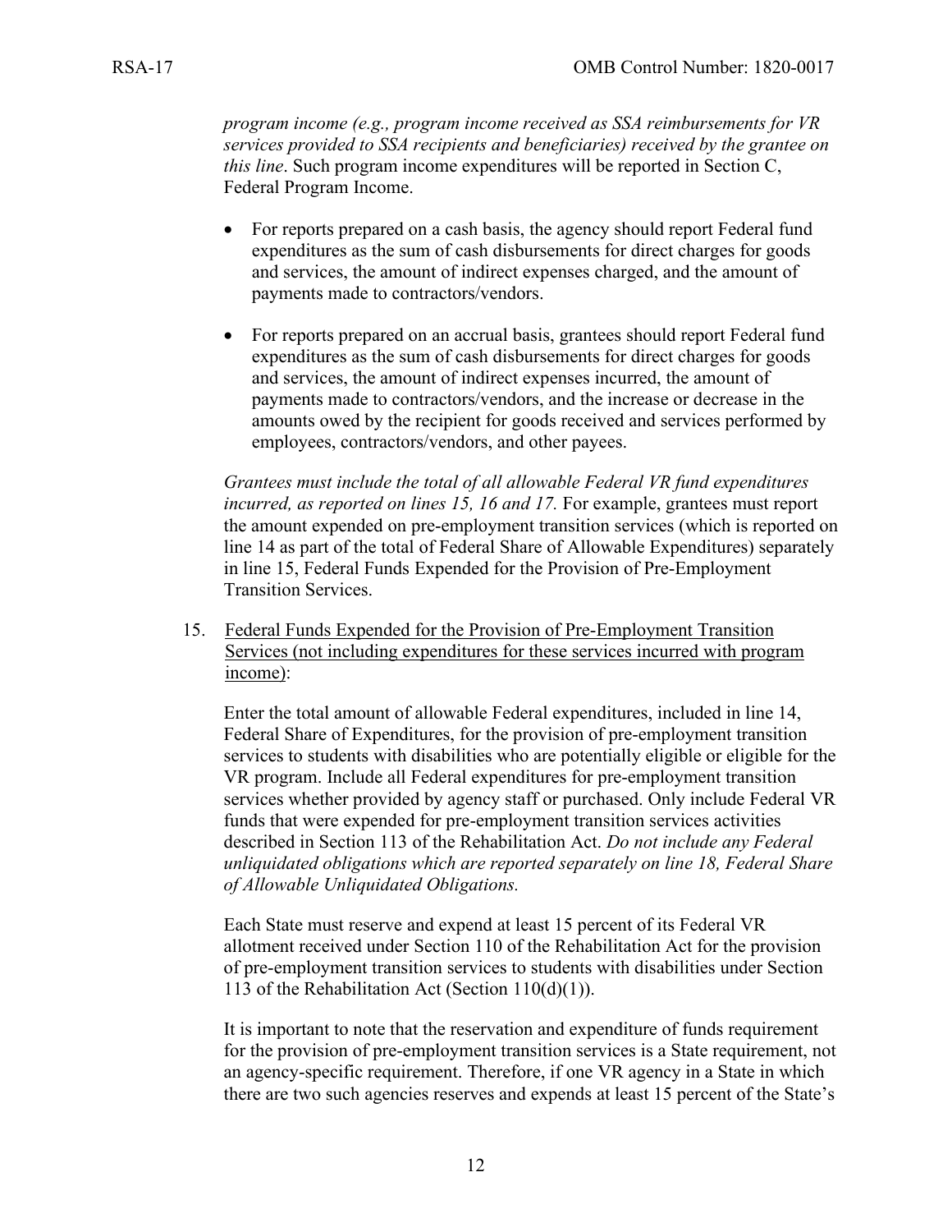*program income (e.g., program income received as SSA reimbursements for VR services provided to SSA recipients and beneficiaries) received by the grantee on this line*. Such program income expenditures will be reported in Section C, Federal Program Income.

- For reports prepared on a cash basis, the agency should report Federal fund expenditures as the sum of cash disbursements for direct charges for goods and services, the amount of indirect expenses charged, and the amount of payments made to contractors/vendors.
- For reports prepared on an accrual basis, grantees should report Federal fund expenditures as the sum of cash disbursements for direct charges for goods and services, the amount of indirect expenses incurred, the amount of payments made to contractors/vendors, and the increase or decrease in the amounts owed by the recipient for goods received and services performed by employees, contractors/vendors, and other payees.

*Grantees must include the total of all allowable Federal VR fund expenditures incurred, as reported on lines 15, 16 and 17.* For example, grantees must report the amount expended on pre-employment transition services (which is reported on line 14 as part of the total of Federal Share of Allowable Expenditures) separately in line 15, Federal Funds Expended for the Provision of Pre-Employment Transition Services.

15. <u>Federal Funds Expended for the Provision of Pre-Employment Transition Services (not including expenditures for these services incurred with program income)</u>:

    Enter the total amount of allowable Federal expenditures, included in line 14, Federal Share of Expenditures, for the provision of pre-employment transition services to students with disabilities who are potentially eligible or eligible for the VR program. Include all Federal expenditures for pre-employment transition services whether provided by agency staff or purchased. Only include Federal VR funds that were expended for pre-employment transition services activities described in Section 113 of the Rehabilitation Act. *Do not include any Federal unliquidated obligations which are reported separately on line 18, Federal Share of Allowable Unliquidated Obligations.*

    Each State must reserve and expend at least 15 percent of its Federal VR allotment received under Section 110 of the Rehabilitation Act for the provision of pre-employment transition services to students with disabilities under Section 113 of the Rehabilitation Act (Section 110(d)(1)).

    It is important to note that the reservation and expenditure of funds requirement for the provision of pre-employment transition services is a State requirement, not an agency-specific requirement. Therefore, if one VR agency in a State in which there are two such agencies reserves and expends at least 15 percent of the State's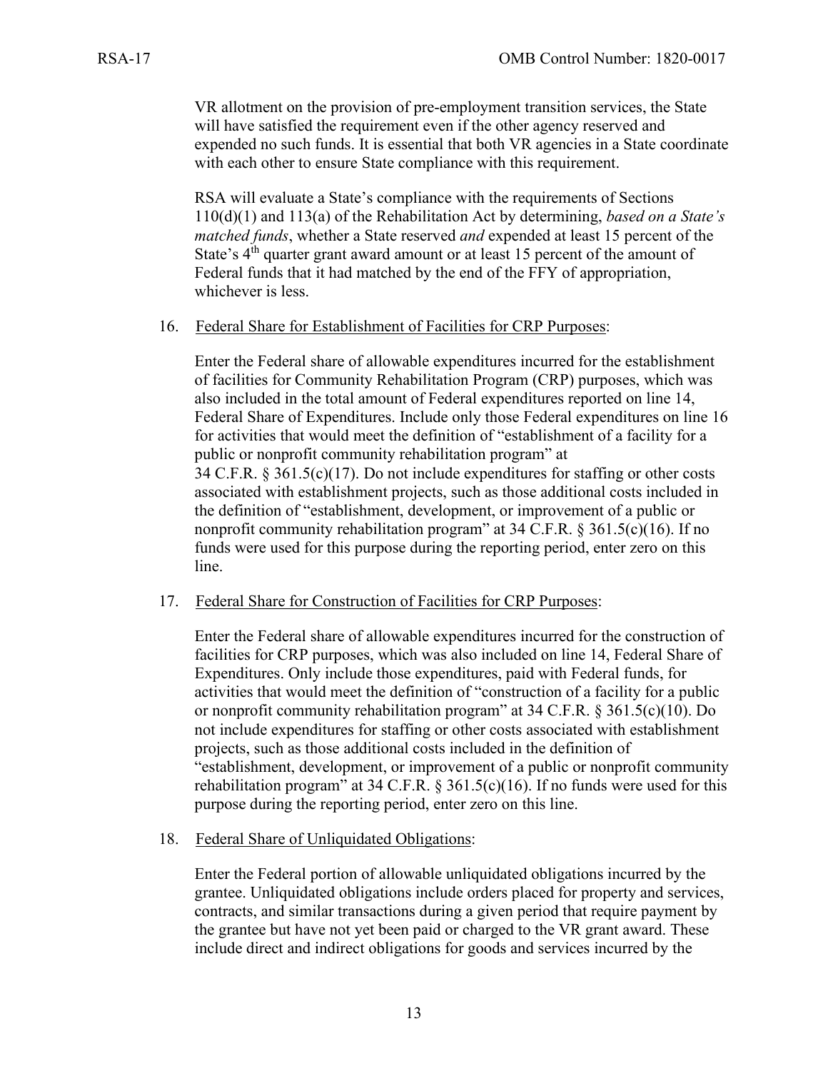VR allotment on the provision of pre-employment transition services, the State will have satisfied the requirement even if the other agency reserved and expended no such funds. It is essential that both VR agencies in a State coordinate with each other to ensure State compliance with this requirement.

RSA will evaluate a State's compliance with the requirements of Sections 110(d)(1) and 113(a) of the Rehabilitation Act by determining, *based on a State's matched funds*, whether a State reserved *and* expended at least 15 percent of the State's 4th quarter grant award amount or at least 15 percent of the amount of Federal funds that it had matched by the end of the FFY of appropriation, whichever is less.

16. Federal Share for Establishment of Facilities for CRP Purposes:

    Enter the Federal share of allowable expenditures incurred for the establishment of facilities for Community Rehabilitation Program (CRP) purposes, which was also included in the total amount of Federal expenditures reported on line 14, Federal Share of Expenditures. Include only those Federal expenditures on line 16 for activities that would meet the definition of "establishment of a facility for a public or nonprofit community rehabilitation program" at 34 C.F.R. § 361.5(c)(17). Do not include expenditures for staffing or other costs associated with establishment projects, such as those additional costs included in the definition of "establishment, development, or improvement of a public or nonprofit community rehabilitation program" at 34 C.F.R. § 361.5(c)(16). If no funds were used for this purpose during the reporting period, enter zero on this line.

17. Federal Share for Construction of Facilities for CRP Purposes:

    Enter the Federal share of allowable expenditures incurred for the construction of facilities for CRP purposes, which was also included on line 14, Federal Share of Expenditures. Only include those expenditures, paid with Federal funds, for activities that would meet the definition of "construction of a facility for a public or nonprofit community rehabilitation program" at 34 C.F.R. § 361.5(c)(10). Do not include expenditures for staffing or other costs associated with establishment projects, such as those additional costs included in the definition of "establishment, development, or improvement of a public or nonprofit community rehabilitation program" at 34 C.F.R. § 361.5(c)(16). If no funds were used for this purpose during the reporting period, enter zero on this line.

18. Federal Share of Unliquidated Obligations:

    Enter the Federal portion of allowable unliquidated obligations incurred by the grantee. Unliquidated obligations include orders placed for property and services, contracts, and similar transactions during a given period that require payment by the grantee but have not yet been paid or charged to the VR grant award. These include direct and indirect obligations for goods and services incurred by the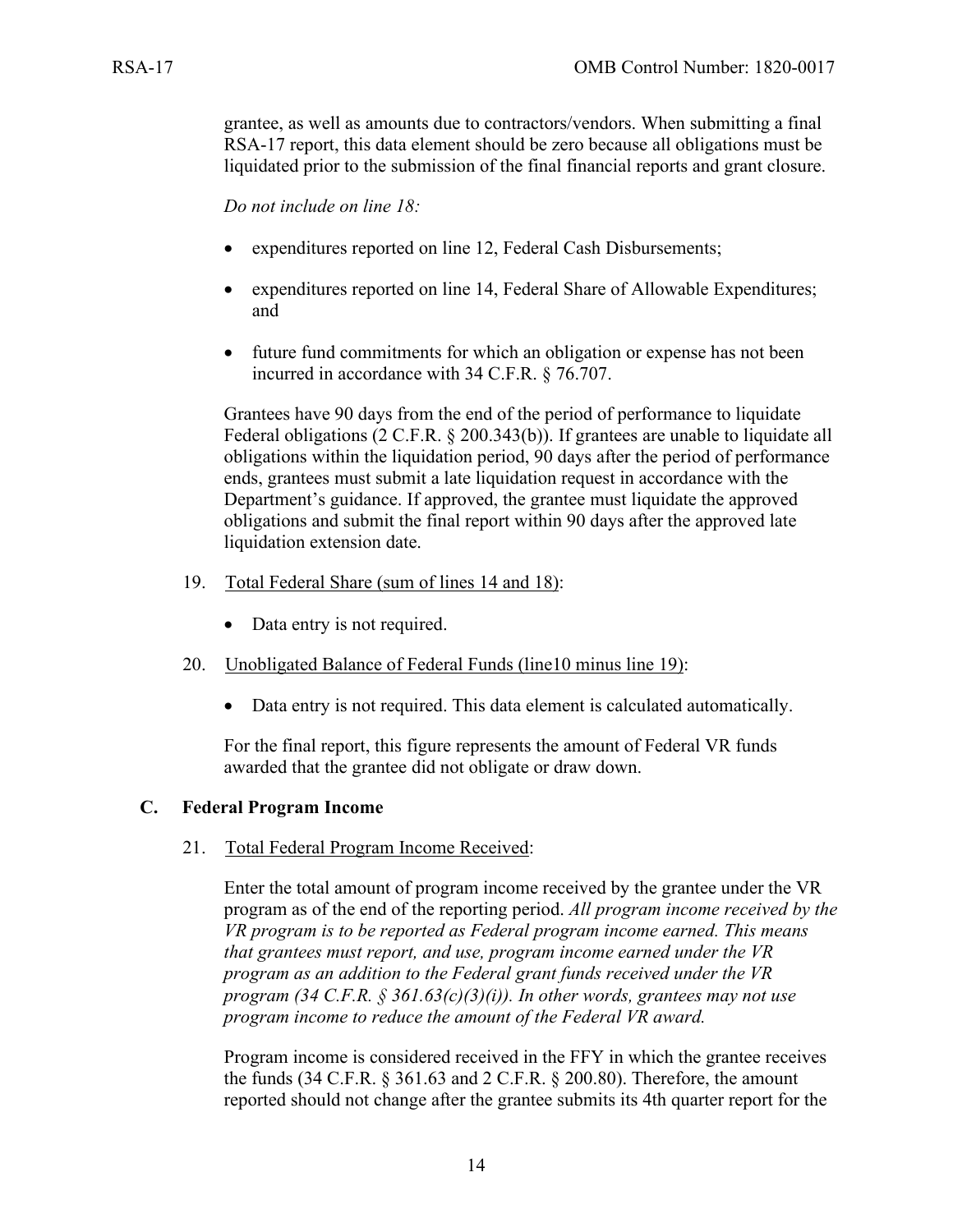grantee, as well as amounts due to contractors/vendors. When submitting a final RSA-17 report, this data element should be zero because all obligations must be liquidated prior to the submission of the final financial reports and grant closure.

*Do not include on line 18:*

- expenditures reported on line 12, Federal Cash Disbursements;
- expenditures reported on line 14, Federal Share of Allowable Expenditures; and
- future fund commitments for which an obligation or expense has not been incurred in accordance with 34 C.F.R. § 76.707.

Grantees have 90 days from the end of the period of performance to liquidate Federal obligations (2 C.F.R. § 200.343(b)). If grantees are unable to liquidate all obligations within the liquidation period, 90 days after the period of performance ends, grantees must submit a late liquidation request in accordance with the Department's guidance. If approved, the grantee must liquidate the approved obligations and submit the final report within 90 days after the approved late liquidation extension date.

19. Total Federal Share (sum of lines 14 and 18):

    - Data entry is not required.

20. Unobligated Balance of Federal Funds (line10 minus line 19):

    - Data entry is not required. This data element is calculated automatically.

    For the final report, this figure represents the amount of Federal VR funds awarded that the grantee did not obligate or draw down.

## C. Federal Program Income

21. Total Federal Program Income Received:

    Enter the total amount of program income received by the grantee under the VR program as of the end of the reporting period. *All program income received by the VR program is to be reported as Federal program income earned. This means that grantees must report, and use, program income earned under the VR program as an addition to the Federal grant funds received under the VR program (34 C.F.R. § 361.63(c)(3)(i)). In other words, grantees may not use program income to reduce the amount of the Federal VR award.*

    Program income is considered received in the FFY in which the grantee receives the funds (34 C.F.R. § 361.63 and 2 C.F.R. § 200.80). Therefore, the amount reported should not change after the grantee submits its 4th quarter report for the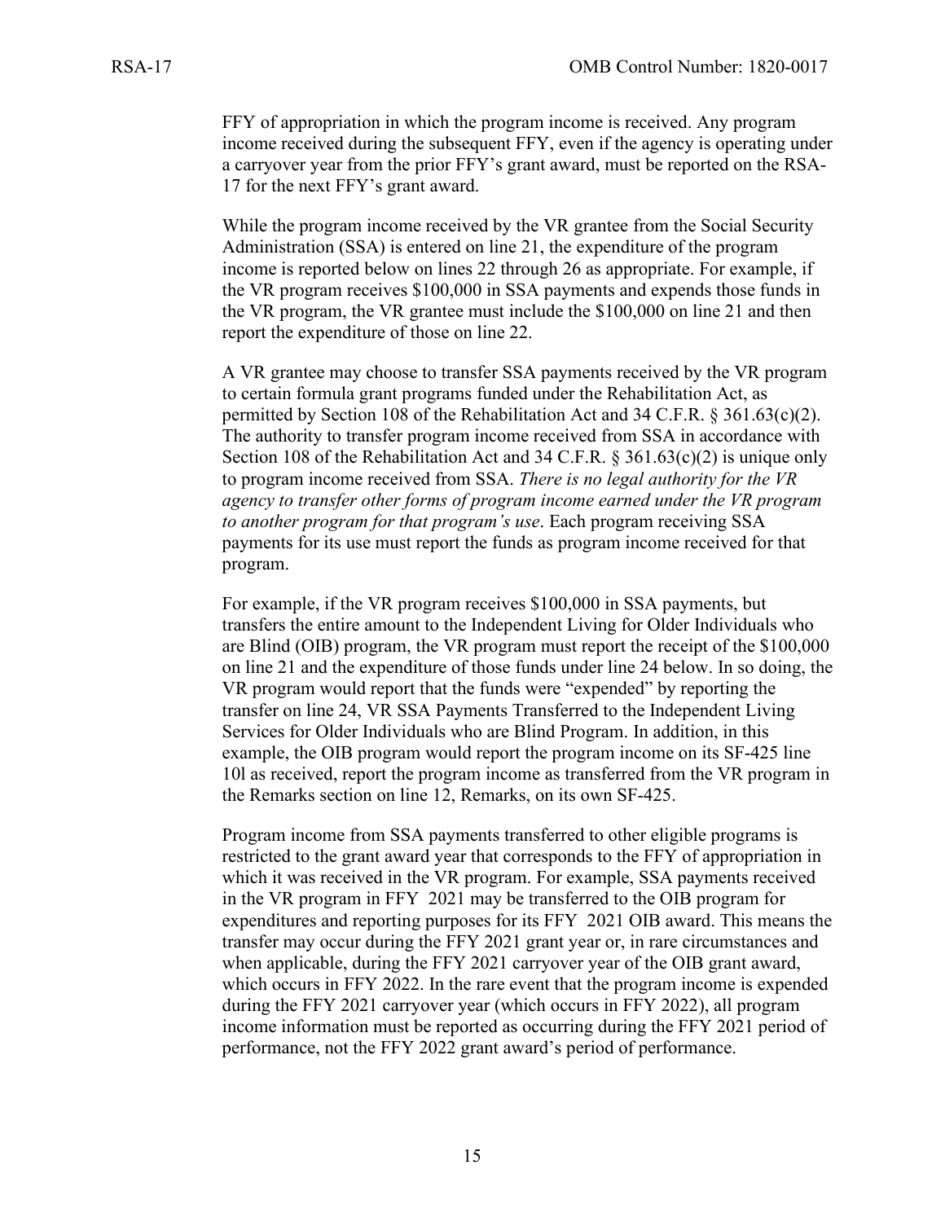FFY of appropriation in which the program income is received. Any program income received during the subsequent FFY, even if the agency is operating under a carryover year from the prior FFY's grant award, must be reported on the RSA-17 for the next FFY's grant award.

While the program income received by the VR grantee from the Social Security Administration (SSA) is entered on line 21, the expenditure of the program income is reported below on lines 22 through 26 as appropriate. For example, if the VR program receives $100,000 in SSA payments and expends those funds in the VR program, the VR grantee must include the $100,000 on line 21 and then report the expenditure of those on line 22.

A VR grantee may choose to transfer SSA payments received by the VR program to certain formula grant programs funded under the Rehabilitation Act, as permitted by Section 108 of the Rehabilitation Act and 34 C.F.R. § 361.63(c)(2). The authority to transfer program income received from SSA in accordance with Section 108 of the Rehabilitation Act and 34 C.F.R. § 361.63(c)(2) is unique only to program income received from SSA. *There is no legal authority for the VR agency to transfer other forms of program income earned under the VR program to another program for that program's use*. Each program receiving SSA payments for its use must report the funds as program income received for that program.

For example, if the VR program receives $100,000 in SSA payments, but transfers the entire amount to the Independent Living for Older Individuals who are Blind (OIB) program, the VR program must report the receipt of the $100,000 on line 21 and the expenditure of those funds under line 24 below. In so doing, the VR program would report that the funds were "expended" by reporting the transfer on line 24, VR SSA Payments Transferred to the Independent Living Services for Older Individuals who are Blind Program. In addition, in this example, the OIB program would report the program income on its SF-425 line 10l as received, report the program income as transferred from the VR program in the Remarks section on line 12, Remarks, on its own SF-425.

Program income from SSA payments transferred to other eligible programs is restricted to the grant award year that corresponds to the FFY of appropriation in which it was received in the VR program. For example, SSA payments received in the VR program in FFY 2021 may be transferred to the OIB program for expenditures and reporting purposes for its FFY 2021 OIB award. This means the transfer may occur during the FFY 2021 grant year or, in rare circumstances and when applicable, during the FFY 2021 carryover year of the OIB grant award, which occurs in FFY 2022. In the rare event that the program income is expended during the FFY 2021 carryover year (which occurs in FFY 2022), all program income information must be reported as occurring during the FFY 2021 period of performance, not the FFY 2022 grant award's period of performance.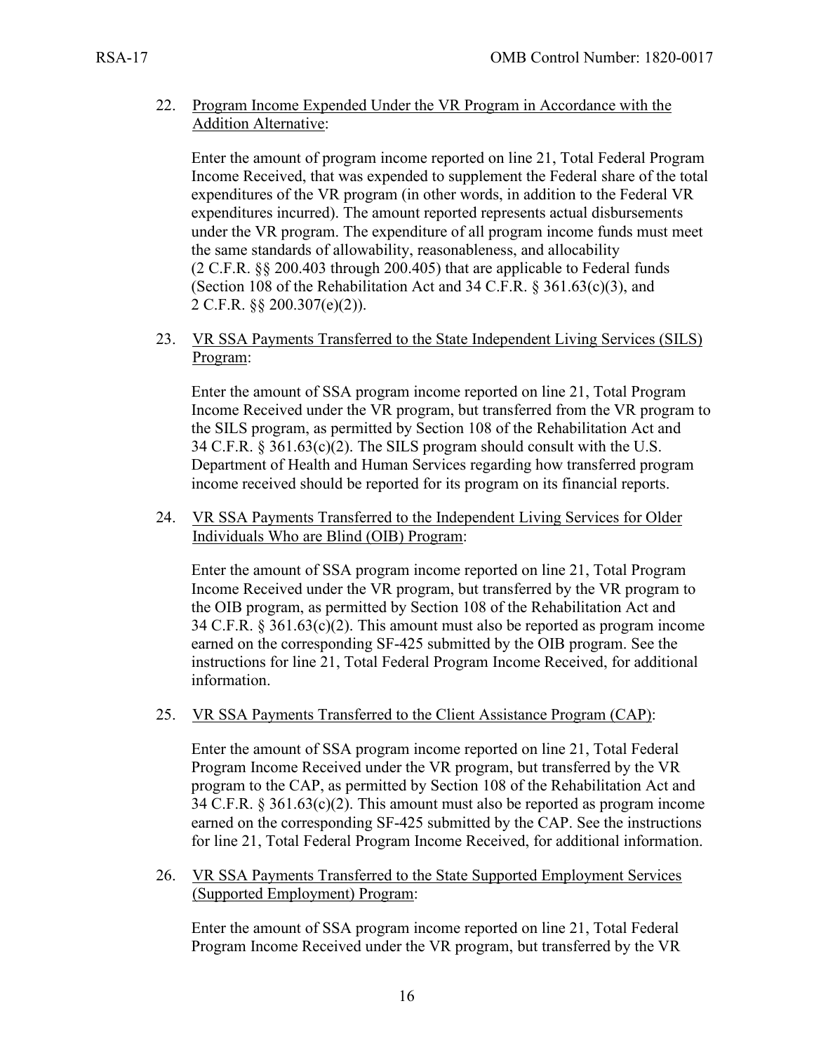22. Program Income Expended Under the VR Program in Accordance with the Addition Alternative:

    Enter the amount of program income reported on line 21, Total Federal Program Income Received, that was expended to supplement the Federal share of the total expenditures of the VR program (in other words, in addition to the Federal VR expenditures incurred). The amount reported represents actual disbursements under the VR program. The expenditure of all program income funds must meet the same standards of allowability, reasonableness, and allocability (2 C.F.R. §§ 200.403 through 200.405) that are applicable to Federal funds (Section 108 of the Rehabilitation Act and 34 C.F.R. § 361.63(c)(3), and 2 C.F.R. §§ 200.307(e)(2)).

23. VR SSA Payments Transferred to the State Independent Living Services (SILS) Program:

    Enter the amount of SSA program income reported on line 21, Total Program Income Received under the VR program, but transferred from the VR program to the SILS program, as permitted by Section 108 of the Rehabilitation Act and 34 C.F.R. § 361.63(c)(2). The SILS program should consult with the U.S. Department of Health and Human Services regarding how transferred program income received should be reported for its program on its financial reports.

24. VR SSA Payments Transferred to the Independent Living Services for Older Individuals Who are Blind (OIB) Program:

    Enter the amount of SSA program income reported on line 21, Total Program Income Received under the VR program, but transferred by the VR program to the OIB program, as permitted by Section 108 of the Rehabilitation Act and 34 C.F.R. § 361.63(c)(2). This amount must also be reported as program income earned on the corresponding SF-425 submitted by the OIB program. See the instructions for line 21, Total Federal Program Income Received, for additional information.

25. VR SSA Payments Transferred to the Client Assistance Program (CAP):

    Enter the amount of SSA program income reported on line 21, Total Federal Program Income Received under the VR program, but transferred by the VR program to the CAP, as permitted by Section 108 of the Rehabilitation Act and 34 C.F.R. § 361.63(c)(2). This amount must also be reported as program income earned on the corresponding SF-425 submitted by the CAP. See the instructions for line 21, Total Federal Program Income Received, for additional information.

26. VR SSA Payments Transferred to the State Supported Employment Services (Supported Employment) Program:

    Enter the amount of SSA program income reported on line 21, Total Federal Program Income Received under the VR program, but transferred by the VR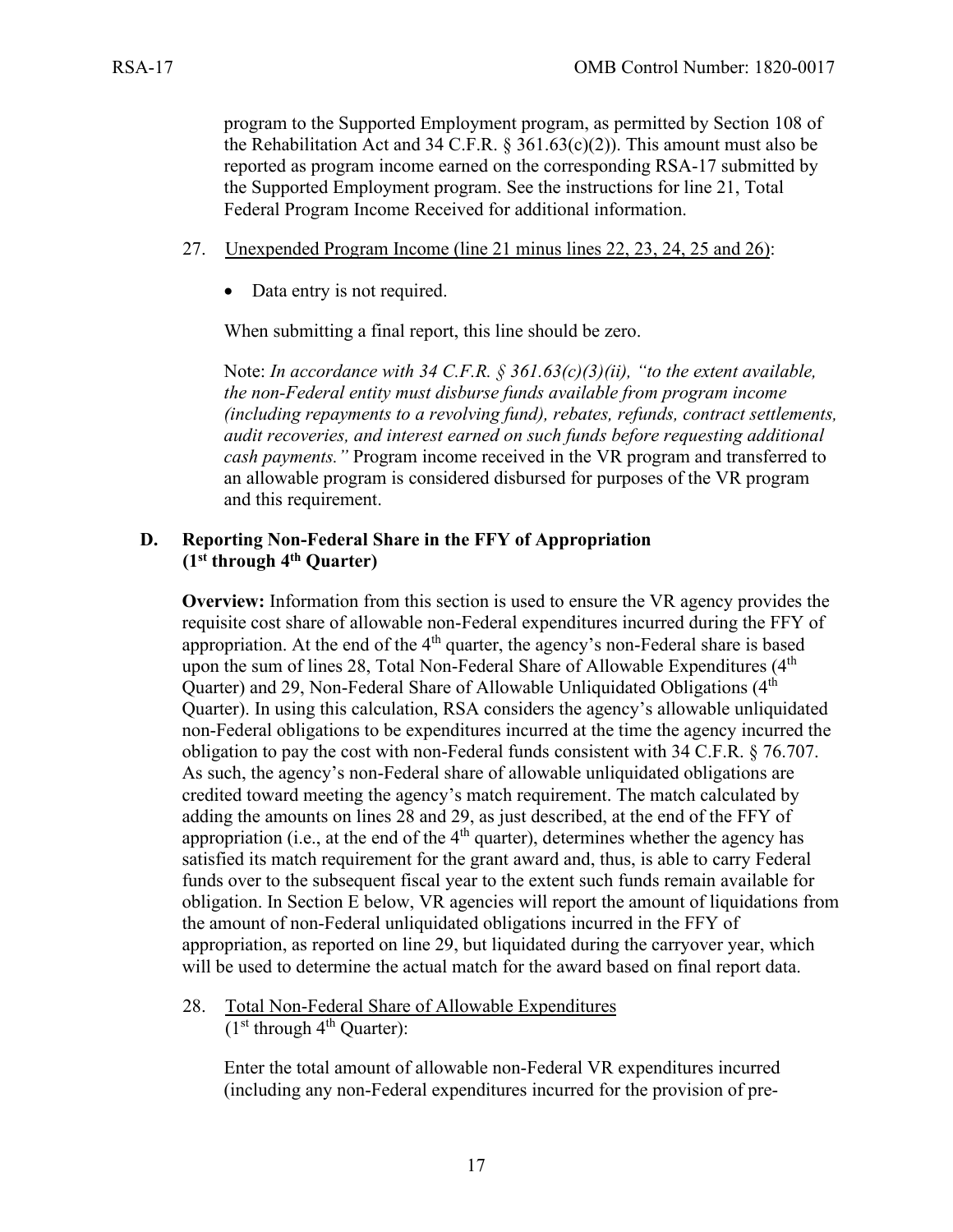program to the Supported Employment program, as permitted by Section 108 of the Rehabilitation Act and 34 C.F.R. § 361.63(c)(2)). This amount must also be reported as program income earned on the corresponding RSA-17 submitted by the Supported Employment program. See the instructions for line 21, Total Federal Program Income Received for additional information.

27. Unexpended Program Income (line 21 minus lines 22, 23, 24, 25 and 26):

- Data entry is not required.

When submitting a final report, this line should be zero.

Note: *In accordance with 34 C.F.R. § 361.63(c)(3)(ii), "to the extent available, the non-Federal entity must disburse funds available from program income (including repayments to a revolving fund), rebates, refunds, contract settlements, audit recoveries, and interest earned on such funds before requesting additional cash payments."* Program income received in the VR program and transferred to an allowable program is considered disbursed for purposes of the VR program and this requirement.

## D. Reporting Non-Federal Share in the FFY of Appropriation (1st through 4th Quarter)

**Overview:** Information from this section is used to ensure the VR agency provides the requisite cost share of allowable non-Federal expenditures incurred during the FFY of appropriation. At the end of the 4th quarter, the agency's non-Federal share is based upon the sum of lines 28, Total Non-Federal Share of Allowable Expenditures (4th Quarter) and 29, Non-Federal Share of Allowable Unliquidated Obligations (4th Quarter). In using this calculation, RSA considers the agency's allowable unliquidated non-Federal obligations to be expenditures incurred at the time the agency incurred the obligation to pay the cost with non-Federal funds consistent with 34 C.F.R. § 76.707. As such, the agency's non-Federal share of allowable unliquidated obligations are credited toward meeting the agency's match requirement. The match calculated by adding the amounts on lines 28 and 29, as just described, at the end of the FFY of appropriation (i.e., at the end of the 4th quarter), determines whether the agency has satisfied its match requirement for the grant award and, thus, is able to carry Federal funds over to the subsequent fiscal year to the extent such funds remain available for obligation. In Section E below, VR agencies will report the amount of liquidations from the amount of non-Federal unliquidated obligations incurred in the FFY of appropriation, as reported on line 29, but liquidated during the carryover year, which will be used to determine the actual match for the award based on final report data.

28. Total Non-Federal Share of Allowable Expenditures (1st through 4th Quarter):

Enter the total amount of allowable non-Federal VR expenditures incurred (including any non-Federal expenditures incurred for the provision of pre-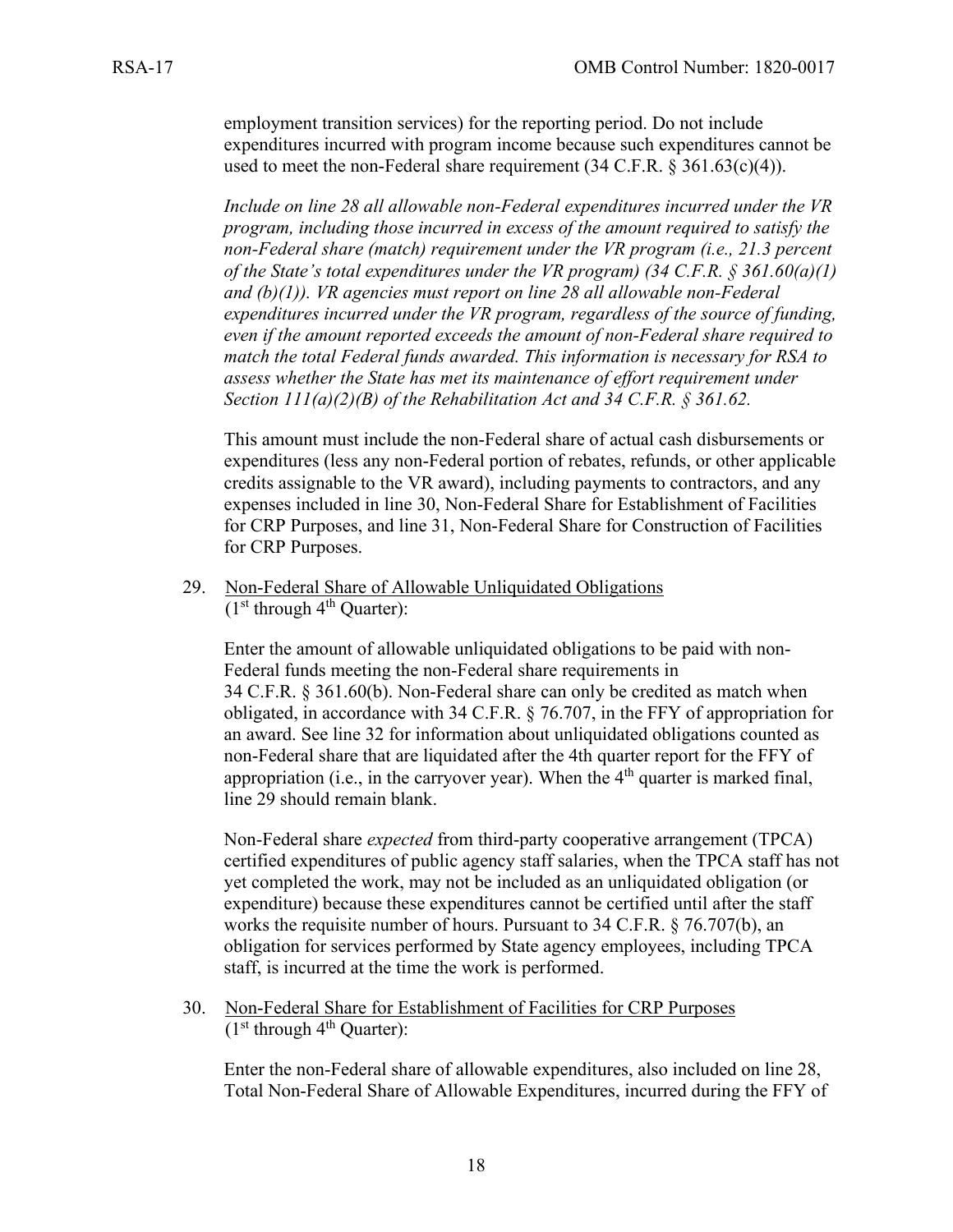employment transition services) for the reporting period. Do not include expenditures incurred with program income because such expenditures cannot be used to meet the non-Federal share requirement (34 C.F.R. § 361.63(c)(4)).

*Include on line 28 all allowable non-Federal expenditures incurred under the VR program, including those incurred in excess of the amount required to satisfy the non-Federal share (match) requirement under the VR program (i.e., 21.3 percent of the State's total expenditures under the VR program) (34 C.F.R. § 361.60(a)(1) and (b)(1)). VR agencies must report on line 28 all allowable non-Federal expenditures incurred under the VR program, regardless of the source of funding, even if the amount reported exceeds the amount of non-Federal share required to match the total Federal funds awarded. This information is necessary for RSA to assess whether the State has met its maintenance of effort requirement under Section 111(a)(2)(B) of the Rehabilitation Act and 34 C.F.R. § 361.62.*

This amount must include the non-Federal share of actual cash disbursements or expenditures (less any non-Federal portion of rebates, refunds, or other applicable credits assignable to the VR award), including payments to contractors, and any expenses included in line 30, Non-Federal Share for Establishment of Facilities for CRP Purposes, and line 31, Non-Federal Share for Construction of Facilities for CRP Purposes.

29. Non-Federal Share of Allowable Unliquidated Obligations (1st through 4th Quarter):

    Enter the amount of allowable unliquidated obligations to be paid with non-Federal funds meeting the non-Federal share requirements in 34 C.F.R. § 361.60(b). Non-Federal share can only be credited as match when obligated, in accordance with 34 C.F.R. § 76.707, in the FFY of appropriation for an award. See line 32 for information about unliquidated obligations counted as non-Federal share that are liquidated after the 4th quarter report for the FFY of appropriation (i.e., in the carryover year). When the 4th quarter is marked final, line 29 should remain blank.

    Non-Federal share *expected* from third-party cooperative arrangement (TPCA) certified expenditures of public agency staff salaries, when the TPCA staff has not yet completed the work, may not be included as an unliquidated obligation (or expenditure) because these expenditures cannot be certified until after the staff works the requisite number of hours. Pursuant to 34 C.F.R. § 76.707(b), an obligation for services performed by State agency employees, including TPCA staff, is incurred at the time the work is performed.

30. Non-Federal Share for Establishment of Facilities for CRP Purposes (1st through 4th Quarter):

    Enter the non-Federal share of allowable expenditures, also included on line 28, Total Non-Federal Share of Allowable Expenditures, incurred during the FFY of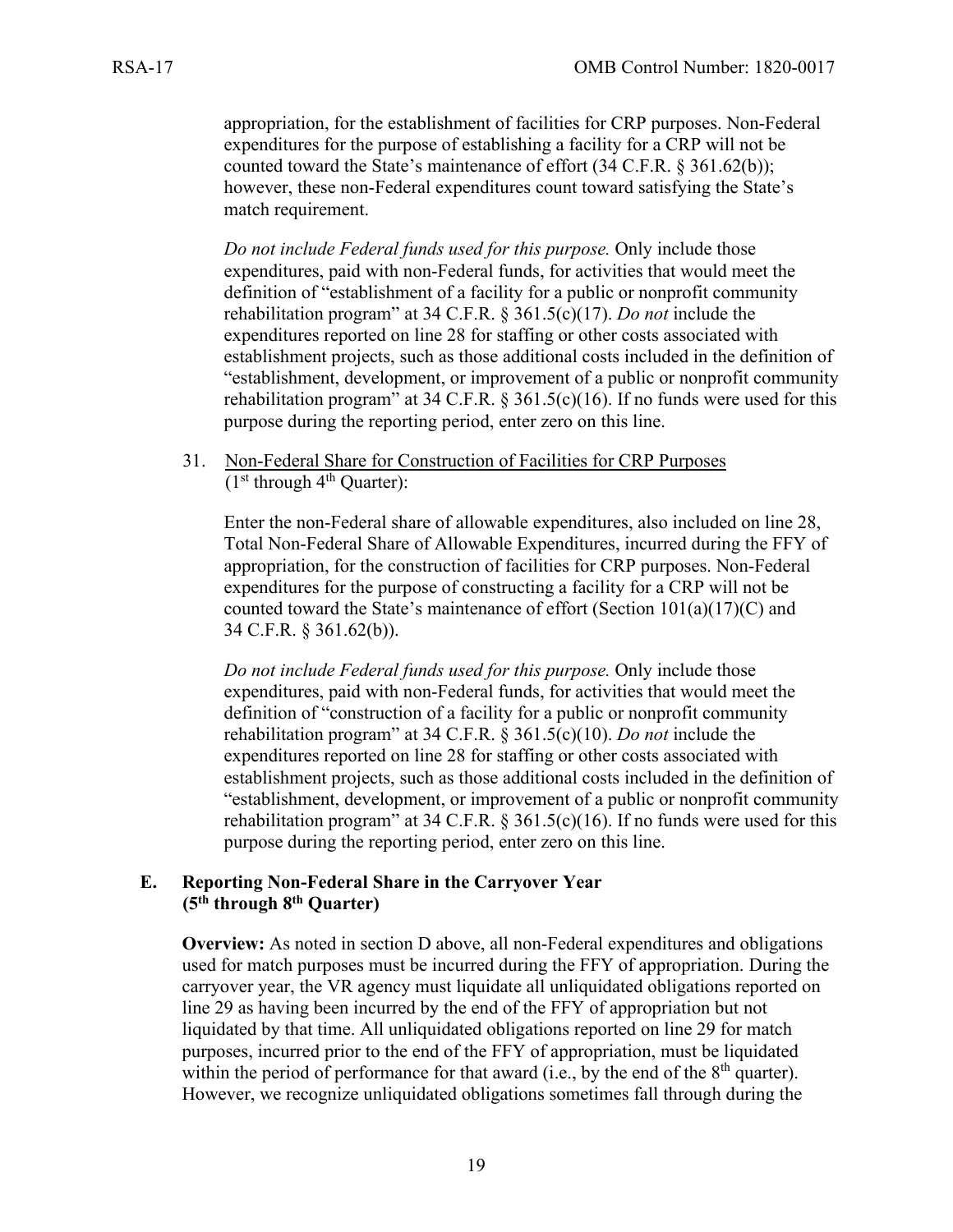appropriation, for the establishment of facilities for CRP purposes. Non-Federal expenditures for the purpose of establishing a facility for a CRP will not be counted toward the State's maintenance of effort (34 C.F.R. § 361.62(b)); however, these non-Federal expenditures count toward satisfying the State's match requirement.

*Do not include Federal funds used for this purpose.* Only include those expenditures, paid with non-Federal funds, for activities that would meet the definition of "establishment of a facility for a public or nonprofit community rehabilitation program" at 34 C.F.R. § 361.5(c)(17). *Do not* include the expenditures reported on line 28 for staffing or other costs associated with establishment projects, such as those additional costs included in the definition of "establishment, development, or improvement of a public or nonprofit community rehabilitation program" at 34 C.F.R. § 361.5(c)(16). If no funds were used for this purpose during the reporting period, enter zero on this line.

31. Non-Federal Share for Construction of Facilities for CRP Purposes (1st through 4th Quarter):

Enter the non-Federal share of allowable expenditures, also included on line 28, Total Non-Federal Share of Allowable Expenditures, incurred during the FFY of appropriation, for the construction of facilities for CRP purposes. Non-Federal expenditures for the purpose of constructing a facility for a CRP will not be counted toward the State's maintenance of effort (Section 101(a)(17)(C) and 34 C.F.R. § 361.62(b)).

*Do not include Federal funds used for this purpose.* Only include those expenditures, paid with non-Federal funds, for activities that would meet the definition of "construction of a facility for a public or nonprofit community rehabilitation program" at 34 C.F.R. § 361.5(c)(10). *Do not* include the expenditures reported on line 28 for staffing or other costs associated with establishment projects, such as those additional costs included in the definition of "establishment, development, or improvement of a public or nonprofit community rehabilitation program" at 34 C.F.R. § 361.5(c)(16). If no funds were used for this purpose during the reporting period, enter zero on this line.

## E. Reporting Non-Federal Share in the Carryover Year (5th through 8th Quarter)

**Overview:** As noted in section D above, all non-Federal expenditures and obligations used for match purposes must be incurred during the FFY of appropriation. During the carryover year, the VR agency must liquidate all unliquidated obligations reported on line 29 as having been incurred by the end of the FFY of appropriation but not liquidated by that time. All unliquidated obligations reported on line 29 for match purposes, incurred prior to the end of the FFY of appropriation, must be liquidated within the period of performance for that award (i.e., by the end of the 8th quarter). However, we recognize unliquidated obligations sometimes fall through during the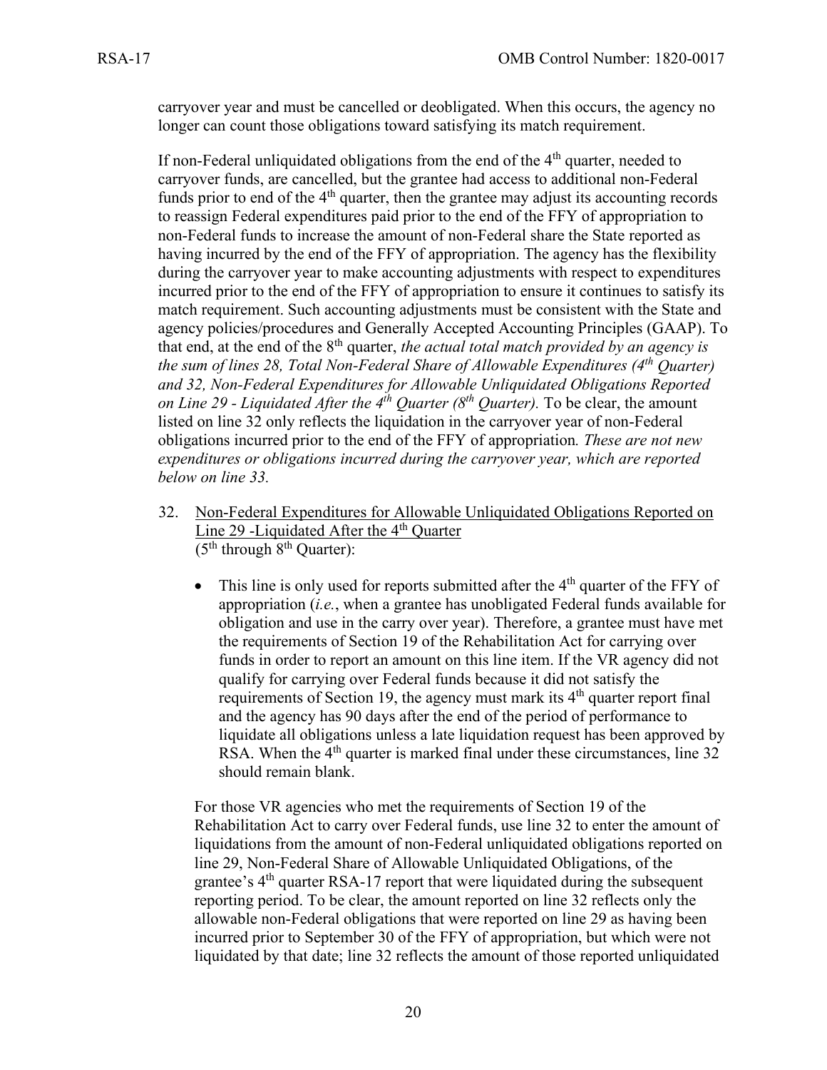carryover year and must be cancelled or deobligated. When this occurs, the agency no longer can count those obligations toward satisfying its match requirement.

If non-Federal unliquidated obligations from the end of the 4th quarter, needed to carryover funds, are cancelled, but the grantee had access to additional non-Federal funds prior to end of the 4th quarter, then the grantee may adjust its accounting records to reassign Federal expenditures paid prior to the end of the FFY of appropriation to non-Federal funds to increase the amount of non-Federal share the State reported as having incurred by the end of the FFY of appropriation. The agency has the flexibility during the carryover year to make accounting adjustments with respect to expenditures incurred prior to the end of the FFY of appropriation to ensure it continues to satisfy its match requirement. Such accounting adjustments must be consistent with the State and agency policies/procedures and Generally Accepted Accounting Principles (GAAP). To that end, at the end of the 8th quarter, *the actual total match provided by an agency is the sum of lines 28, Total Non-Federal Share of Allowable Expenditures (4th Quarter) and 32, Non-Federal Expenditures for Allowable Unliquidated Obligations Reported on Line 29 - Liquidated After the 4th Quarter (8th Quarter).* To be clear, the amount listed on line 32 only reflects the liquidation in the carryover year of non-Federal obligations incurred prior to the end of the FFY of appropriation*. These are not new expenditures or obligations incurred during the carryover year, which are reported below on line 33.*

32. <u>Non-Federal Expenditures for Allowable Unliquidated Obligations Reported on Line 29 -Liquidated After the 4th Quarter</u>
(5th through 8th Quarter):

   - This line is only used for reports submitted after the 4th quarter of the FFY of appropriation (*i.e.*, when a grantee has unobligated Federal funds available for obligation and use in the carry over year). Therefore, a grantee must have met the requirements of Section 19 of the Rehabilitation Act for carrying over funds in order to report an amount on this line item. If the VR agency did not qualify for carrying over Federal funds because it did not satisfy the requirements of Section 19, the agency must mark its 4th quarter report final and the agency has 90 days after the end of the period of performance to liquidate all obligations unless a late liquidation request has been approved by RSA. When the 4th quarter is marked final under these circumstances, line 32 should remain blank.

   For those VR agencies who met the requirements of Section 19 of the Rehabilitation Act to carry over Federal funds, use line 32 to enter the amount of liquidations from the amount of non-Federal unliquidated obligations reported on line 29, Non-Federal Share of Allowable Unliquidated Obligations, of the grantee's 4th quarter RSA-17 report that were liquidated during the subsequent reporting period. To be clear, the amount reported on line 32 reflects only the allowable non-Federal obligations that were reported on line 29 as having been incurred prior to September 30 of the FFY of appropriation, but which were not liquidated by that date; line 32 reflects the amount of those reported unliquidated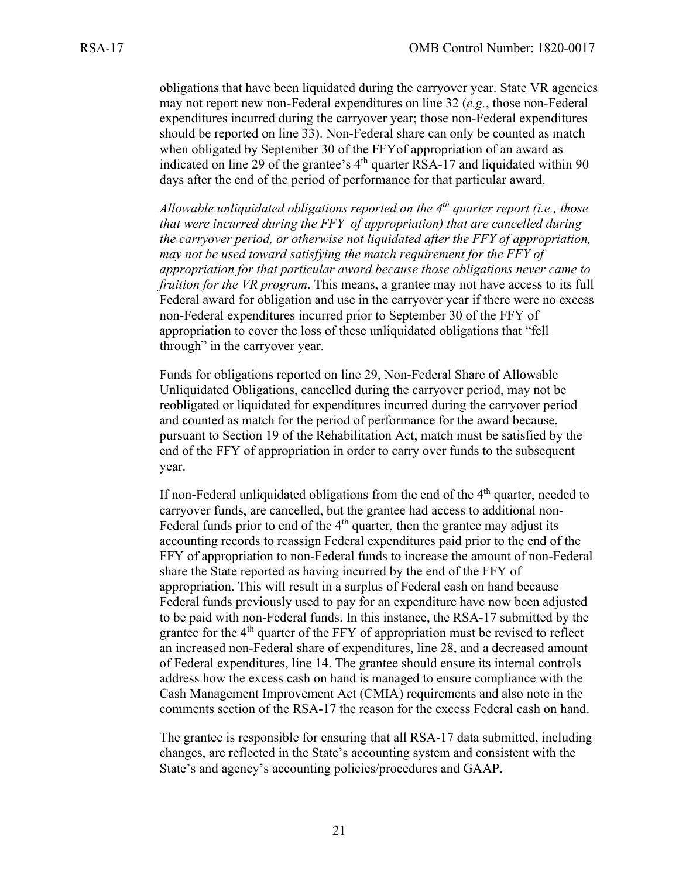obligations that have been liquidated during the carryover year. State VR agencies may not report new non-Federal expenditures on line 32 (*e.g.*, those non-Federal expenditures incurred during the carryover year; those non-Federal expenditures should be reported on line 33). Non-Federal share can only be counted as match when obligated by September 30 of the FFYof appropriation of an award as indicated on line 29 of the grantee's 4th quarter RSA-17 and liquidated within 90 days after the end of the period of performance for that particular award.

*Allowable unliquidated obligations reported on the 4th quarter report (i.e., those that were incurred during the FFY of appropriation) that are cancelled during the carryover period, or otherwise not liquidated after the FFY of appropriation, may not be used toward satisfying the match requirement for the FFY of appropriation for that particular award because those obligations never came to fruition for the VR program*. This means, a grantee may not have access to its full Federal award for obligation and use in the carryover year if there were no excess non-Federal expenditures incurred prior to September 30 of the FFY of appropriation to cover the loss of these unliquidated obligations that "fell through" in the carryover year.

Funds for obligations reported on line 29, Non-Federal Share of Allowable Unliquidated Obligations, cancelled during the carryover period, may not be reobligated or liquidated for expenditures incurred during the carryover period and counted as match for the period of performance for the award because, pursuant to Section 19 of the Rehabilitation Act, match must be satisfied by the end of the FFY of appropriation in order to carry over funds to the subsequent year.

If non-Federal unliquidated obligations from the end of the 4th quarter, needed to carryover funds, are cancelled, but the grantee had access to additional non-Federal funds prior to end of the 4th quarter, then the grantee may adjust its accounting records to reassign Federal expenditures paid prior to the end of the FFY of appropriation to non-Federal funds to increase the amount of non-Federal share the State reported as having incurred by the end of the FFY of appropriation. This will result in a surplus of Federal cash on hand because Federal funds previously used to pay for an expenditure have now been adjusted to be paid with non-Federal funds. In this instance, the RSA-17 submitted by the grantee for the 4th quarter of the FFY of appropriation must be revised to reflect an increased non-Federal share of expenditures, line 28, and a decreased amount of Federal expenditures, line 14. The grantee should ensure its internal controls address how the excess cash on hand is managed to ensure compliance with the Cash Management Improvement Act (CMIA) requirements and also note in the comments section of the RSA-17 the reason for the excess Federal cash on hand.

The grantee is responsible for ensuring that all RSA-17 data submitted, including changes, are reflected in the State's accounting system and consistent with the State's and agency's accounting policies/procedures and GAAP.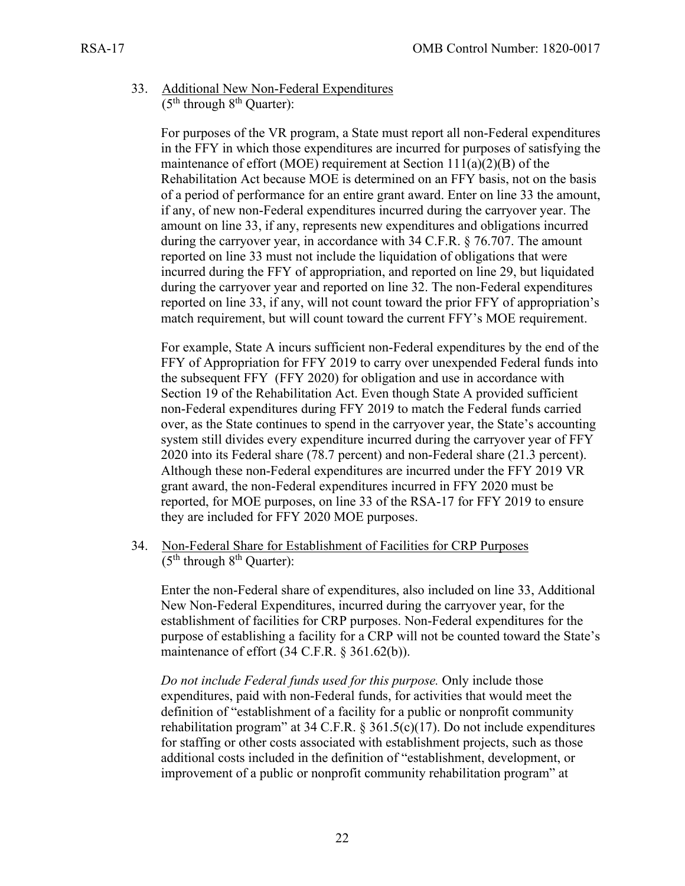33. Additional New Non-Federal Expenditures
(5th through 8th Quarter):

For purposes of the VR program, a State must report all non-Federal expenditures in the FFY in which those expenditures are incurred for purposes of satisfying the maintenance of effort (MOE) requirement at Section 111(a)(2)(B) of the Rehabilitation Act because MOE is determined on an FFY basis, not on the basis of a period of performance for an entire grant award. Enter on line 33 the amount, if any, of new non-Federal expenditures incurred during the carryover year. The amount on line 33, if any, represents new expenditures and obligations incurred during the carryover year, in accordance with 34 C.F.R. § 76.707. The amount reported on line 33 must not include the liquidation of obligations that were incurred during the FFY of appropriation, and reported on line 29, but liquidated during the carryover year and reported on line 32. The non-Federal expenditures reported on line 33, if any, will not count toward the prior FFY of appropriation's match requirement, but will count toward the current FFY's MOE requirement.

For example, State A incurs sufficient non-Federal expenditures by the end of the FFY of Appropriation for FFY 2019 to carry over unexpended Federal funds into the subsequent FFY (FFY 2020) for obligation and use in accordance with Section 19 of the Rehabilitation Act. Even though State A provided sufficient non-Federal expenditures during FFY 2019 to match the Federal funds carried over, as the State continues to spend in the carryover year, the State's accounting system still divides every expenditure incurred during the carryover year of FFY 2020 into its Federal share (78.7 percent) and non-Federal share (21.3 percent). Although these non-Federal expenditures are incurred under the FFY 2019 VR grant award, the non-Federal expenditures incurred in FFY 2020 must be reported, for MOE purposes, on line 33 of the RSA-17 for FFY 2019 to ensure they are included for FFY 2020 MOE purposes.

34. Non-Federal Share for Establishment of Facilities for CRP Purposes
(5th through 8th Quarter):

Enter the non-Federal share of expenditures, also included on line 33, Additional New Non-Federal Expenditures, incurred during the carryover year, for the establishment of facilities for CRP purposes. Non-Federal expenditures for the purpose of establishing a facility for a CRP will not be counted toward the State's maintenance of effort (34 C.F.R. § 361.62(b)).

*Do not include Federal funds used for this purpose.* Only include those expenditures, paid with non-Federal funds, for activities that would meet the definition of "establishment of a facility for a public or nonprofit community rehabilitation program" at 34 C.F.R. § 361.5(c)(17). Do not include expenditures for staffing or other costs associated with establishment projects, such as those additional costs included in the definition of "establishment, development, or improvement of a public or nonprofit community rehabilitation program" at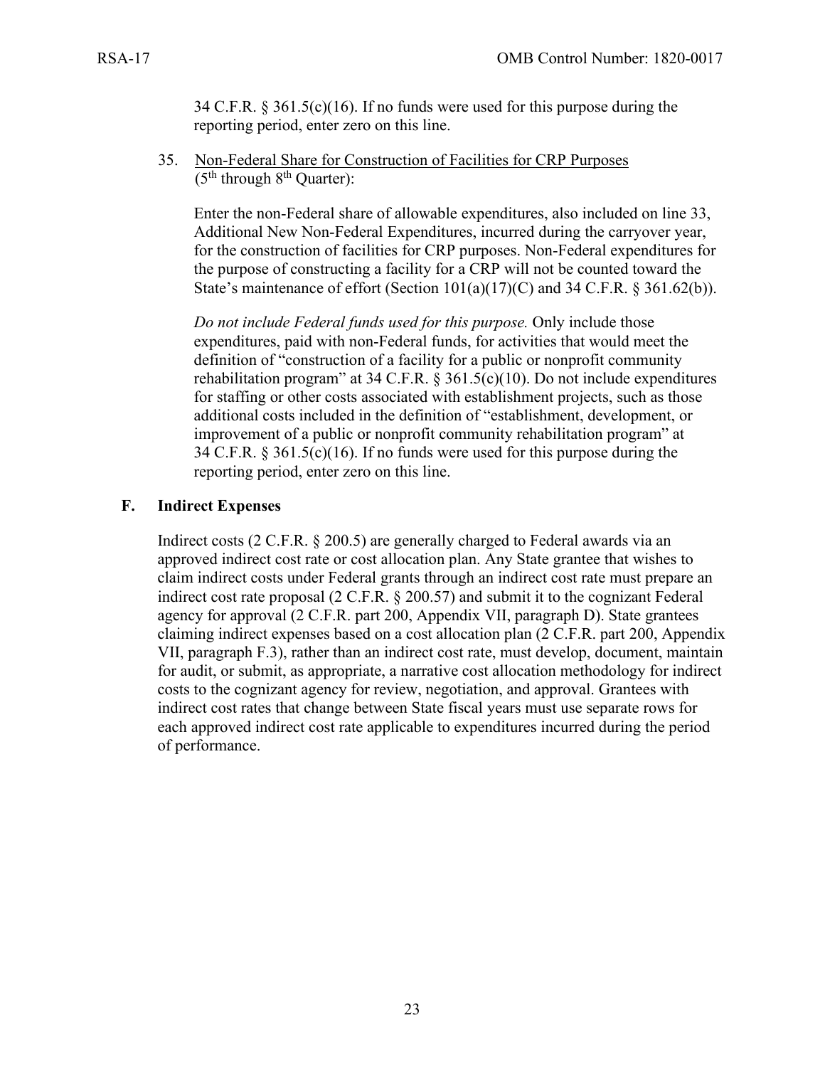34 C.F.R. § 361.5(c)(16). If no funds were used for this purpose during the reporting period, enter zero on this line.

35. Non-Federal Share for Construction of Facilities for CRP Purposes (5th through 8th Quarter):

Enter the non-Federal share of allowable expenditures, also included on line 33, Additional New Non-Federal Expenditures, incurred during the carryover year, for the construction of facilities for CRP purposes. Non-Federal expenditures for the purpose of constructing a facility for a CRP will not be counted toward the State's maintenance of effort (Section 101(a)(17)(C) and 34 C.F.R. § 361.62(b)).

*Do not include Federal funds used for this purpose.* Only include those expenditures, paid with non-Federal funds, for activities that would meet the definition of "construction of a facility for a public or nonprofit community rehabilitation program" at 34 C.F.R. § 361.5(c)(10). Do not include expenditures for staffing or other costs associated with establishment projects, such as those additional costs included in the definition of "establishment, development, or improvement of a public or nonprofit community rehabilitation program" at 34 C.F.R. § 361.5(c)(16). If no funds were used for this purpose during the reporting period, enter zero on this line.

## F. Indirect Expenses

Indirect costs (2 C.F.R. § 200.5) are generally charged to Federal awards via an approved indirect cost rate or cost allocation plan. Any State grantee that wishes to claim indirect costs under Federal grants through an indirect cost rate must prepare an indirect cost rate proposal (2 C.F.R. § 200.57) and submit it to the cognizant Federal agency for approval (2 C.F.R. part 200, Appendix VII, paragraph D). State grantees claiming indirect expenses based on a cost allocation plan (2 C.F.R. part 200, Appendix VII, paragraph F.3), rather than an indirect cost rate, must develop, document, maintain for audit, or submit, as appropriate, a narrative cost allocation methodology for indirect costs to the cognizant agency for review, negotiation, and approval. Grantees with indirect cost rates that change between State fiscal years must use separate rows for each approved indirect cost rate applicable to expenditures incurred during the period of performance.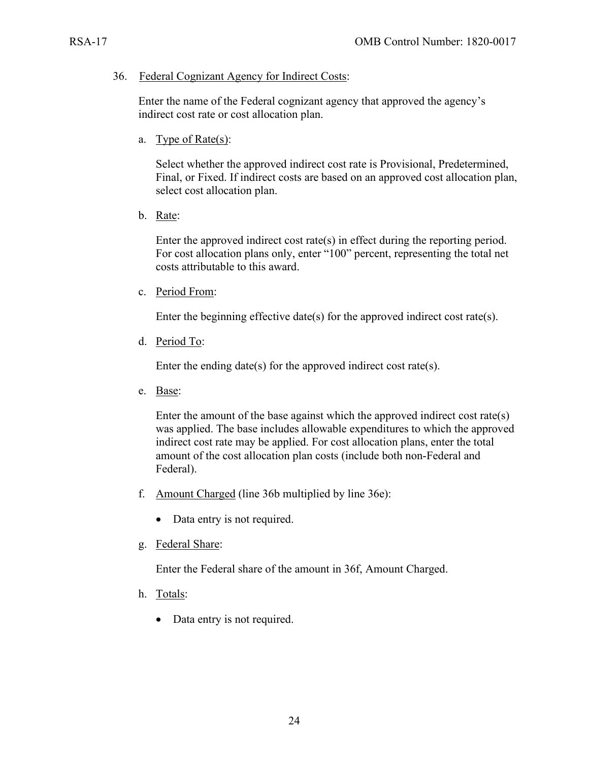36. Federal Cognizant Agency for Indirect Costs:

    Enter the name of the Federal cognizant agency that approved the agency's indirect cost rate or cost allocation plan.

    a. Type of Rate(s):

       Select whether the approved indirect cost rate is Provisional, Predetermined, Final, or Fixed. If indirect costs are based on an approved cost allocation plan, select cost allocation plan.

    b. Rate:

       Enter the approved indirect cost rate(s) in effect during the reporting period. For cost allocation plans only, enter "100" percent, representing the total net costs attributable to this award.

    c. Period From:

       Enter the beginning effective date(s) for the approved indirect cost rate(s).

    d. Period To:

       Enter the ending date(s) for the approved indirect cost rate(s).

    e. Base:

       Enter the amount of the base against which the approved indirect cost rate(s) was applied. The base includes allowable expenditures to which the approved indirect cost rate may be applied. For cost allocation plans, enter the total amount of the cost allocation plan costs (include both non-Federal and Federal).

    f. Amount Charged (line 36b multiplied by line 36e):

       - Data entry is not required.

    g. Federal Share:

       Enter the Federal share of the amount in 36f, Amount Charged.

    h. Totals:

       - Data entry is not required.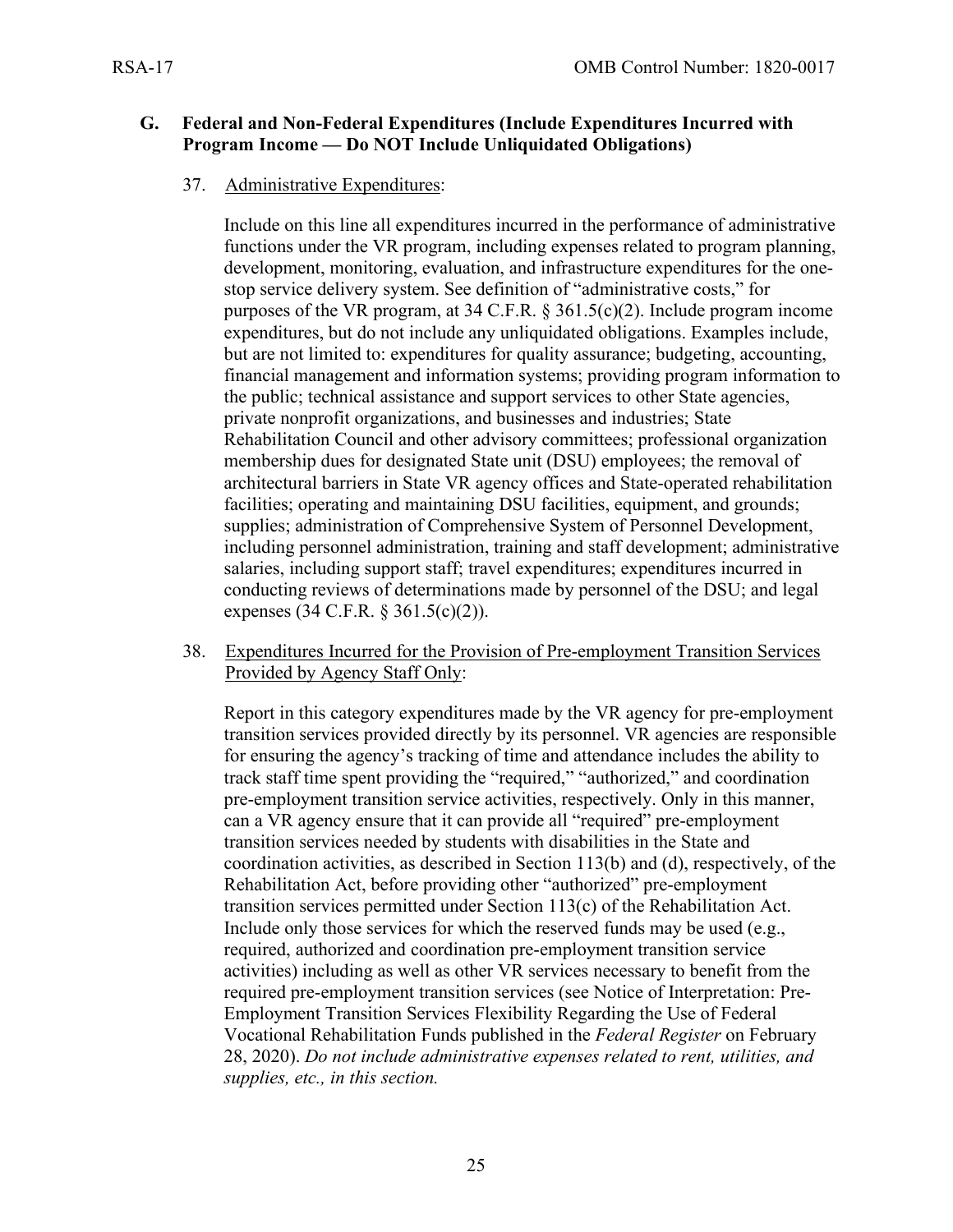## G. Federal and Non-Federal Expenditures (Include Expenditures Incurred with Program Income — Do NOT Include Unliquidated Obligations)

37. Administrative Expenditures:

    Include on this line all expenditures incurred in the performance of administrative functions under the VR program, including expenses related to program planning, development, monitoring, evaluation, and infrastructure expenditures for the one-stop service delivery system. See definition of "administrative costs," for purposes of the VR program, at 34 C.F.R. § 361.5(c)(2). Include program income expenditures, but do not include any unliquidated obligations. Examples include, but are not limited to: expenditures for quality assurance; budgeting, accounting, financial management and information systems; providing program information to the public; technical assistance and support services to other State agencies, private nonprofit organizations, and businesses and industries; State Rehabilitation Council and other advisory committees; professional organization membership dues for designated State unit (DSU) employees; the removal of architectural barriers in State VR agency offices and State-operated rehabilitation facilities; operating and maintaining DSU facilities, equipment, and grounds; supplies; administration of Comprehensive System of Personnel Development, including personnel administration, training and staff development; administrative salaries, including support staff; travel expenditures; expenditures incurred in conducting reviews of determinations made by personnel of the DSU; and legal expenses (34 C.F.R. § 361.5(c)(2)).

38. Expenditures Incurred for the Provision of Pre-employment Transition Services Provided by Agency Staff Only:

    Report in this category expenditures made by the VR agency for pre-employment transition services provided directly by its personnel. VR agencies are responsible for ensuring the agency's tracking of time and attendance includes the ability to track staff time spent providing the "required," "authorized," and coordination pre-employment transition service activities, respectively. Only in this manner, can a VR agency ensure that it can provide all "required" pre-employment transition services needed by students with disabilities in the State and coordination activities, as described in Section 113(b) and (d), respectively, of the Rehabilitation Act, before providing other "authorized" pre-employment transition services permitted under Section 113(c) of the Rehabilitation Act. Include only those services for which the reserved funds may be used (e.g., required, authorized and coordination pre-employment transition service activities) including as well as other VR services necessary to benefit from the required pre-employment transition services (see Notice of Interpretation: Pre-Employment Transition Services Flexibility Regarding the Use of Federal Vocational Rehabilitation Funds published in the *Federal Register* on February 28, 2020). *Do not include administrative expenses related to rent, utilities, and supplies, etc., in this section.*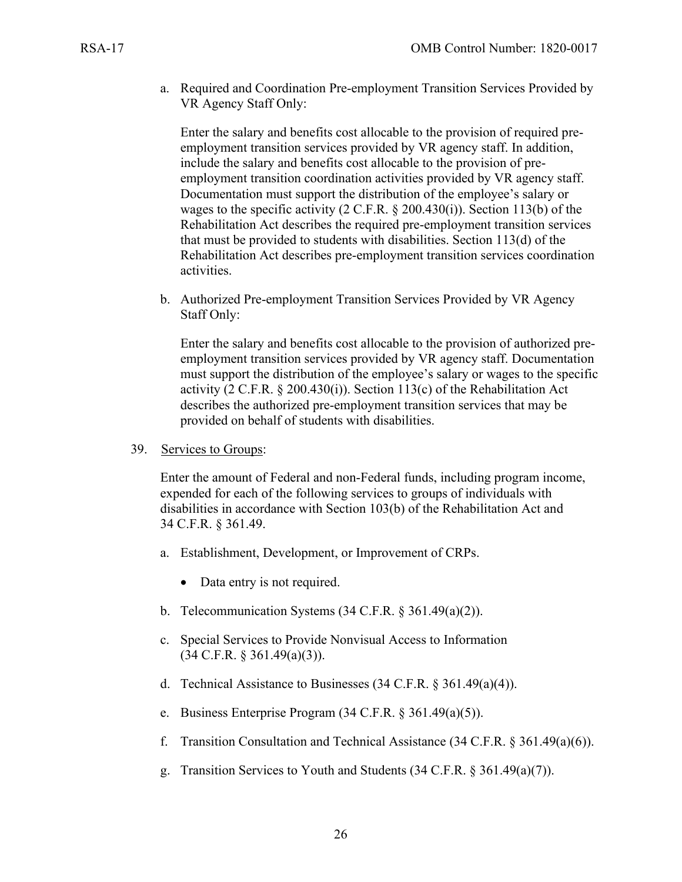a. Required and Coordination Pre-employment Transition Services Provided by VR Agency Staff Only:

   Enter the salary and benefits cost allocable to the provision of required pre-employment transition services provided by VR agency staff. In addition, include the salary and benefits cost allocable to the provision of pre-employment transition coordination activities provided by VR agency staff. Documentation must support the distribution of the employee's salary or wages to the specific activity (2 C.F.R. § 200.430(i)). Section 113(b) of the Rehabilitation Act describes the required pre-employment transition services that must be provided to students with disabilities. Section 113(d) of the Rehabilitation Act describes pre-employment transition services coordination activities.

b. Authorized Pre-employment Transition Services Provided by VR Agency Staff Only:

   Enter the salary and benefits cost allocable to the provision of authorized pre-employment transition services provided by VR agency staff. Documentation must support the distribution of the employee's salary or wages to the specific activity (2 C.F.R. § 200.430(i)). Section 113(c) of the Rehabilitation Act describes the authorized pre-employment transition services that may be provided on behalf of students with disabilities.

39. Services to Groups:

    Enter the amount of Federal and non-Federal funds, including program income, expended for each of the following services to groups of individuals with disabilities in accordance with Section 103(b) of the Rehabilitation Act and 34 C.F.R. § 361.49.

    a. Establishment, Development, or Improvement of CRPs.

       - Data entry is not required.

    b. Telecommunication Systems (34 C.F.R. § 361.49(a)(2)).

    c. Special Services to Provide Nonvisual Access to Information (34 C.F.R. § 361.49(a)(3)).

    d. Technical Assistance to Businesses (34 C.F.R. § 361.49(a)(4)).

    e. Business Enterprise Program (34 C.F.R. § 361.49(a)(5)).

    f. Transition Consultation and Technical Assistance (34 C.F.R. § 361.49(a)(6)).

    g. Transition Services to Youth and Students (34 C.F.R. § 361.49(a)(7)).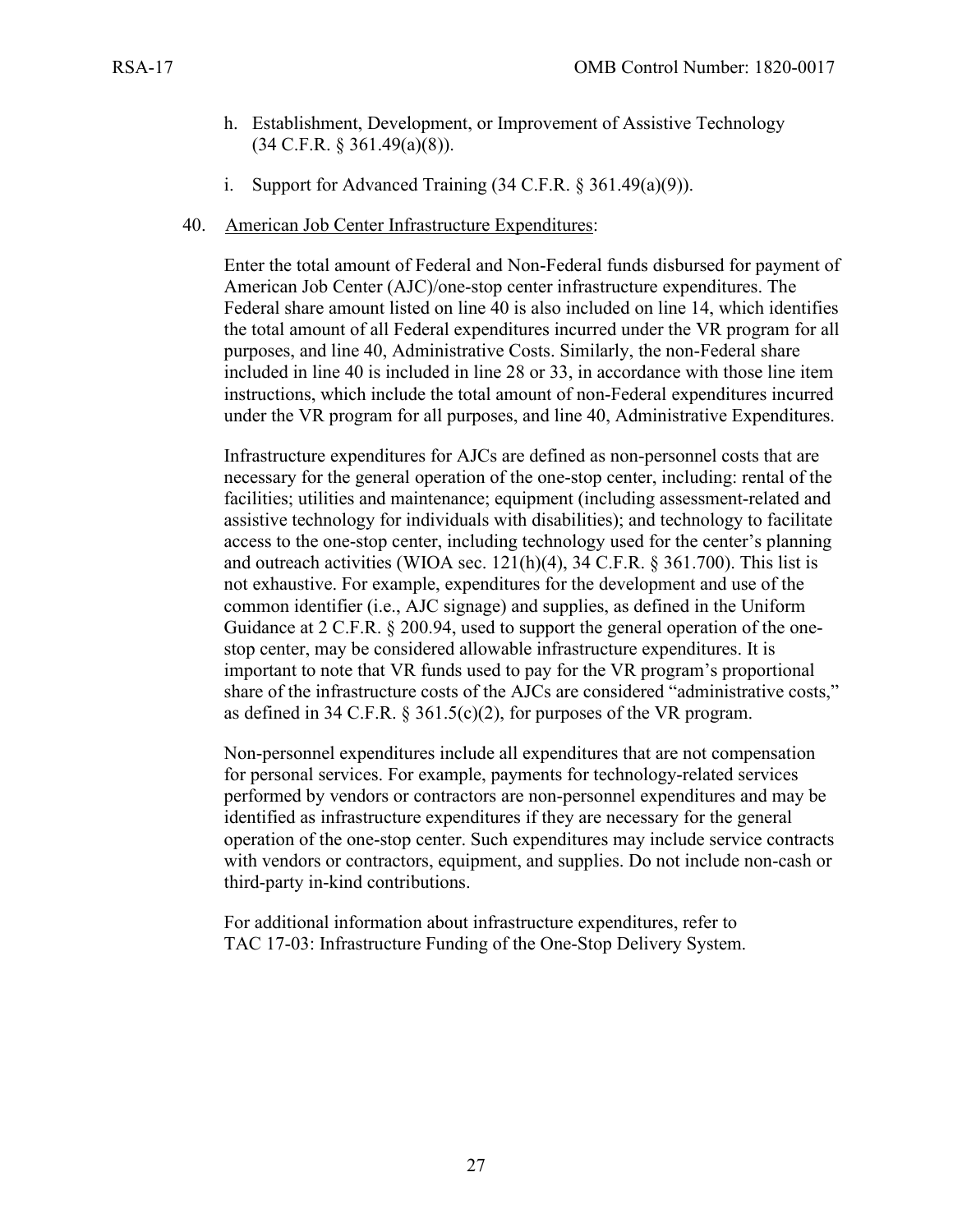h. Establishment, Development, or Improvement of Assistive Technology (34 C.F.R. § 361.49(a)(8)).

i. Support for Advanced Training (34 C.F.R. § 361.49(a)(9)).

40. <u>American Job Center Infrastructure Expenditures</u>:

Enter the total amount of Federal and Non-Federal funds disbursed for payment of American Job Center (AJC)/one-stop center infrastructure expenditures. The Federal share amount listed on line 40 is also included on line 14, which identifies the total amount of all Federal expenditures incurred under the VR program for all purposes, and line 40, Administrative Costs. Similarly, the non-Federal share included in line 40 is included in line 28 or 33, in accordance with those line item instructions, which include the total amount of non-Federal expenditures incurred under the VR program for all purposes, and line 40, Administrative Expenditures.

Infrastructure expenditures for AJCs are defined as non-personnel costs that are necessary for the general operation of the one-stop center, including: rental of the facilities; utilities and maintenance; equipment (including assessment-related and assistive technology for individuals with disabilities); and technology to facilitate access to the one-stop center, including technology used for the center's planning and outreach activities (WIOA sec. 121(h)(4), 34 C.F.R. § 361.700). This list is not exhaustive. For example, expenditures for the development and use of the common identifier (i.e., AJC signage) and supplies, as defined in the Uniform Guidance at 2 C.F.R. § 200.94, used to support the general operation of the one-stop center, may be considered allowable infrastructure expenditures. It is important to note that VR funds used to pay for the VR program's proportional share of the infrastructure costs of the AJCs are considered "administrative costs," as defined in 34 C.F.R. § 361.5(c)(2), for purposes of the VR program.

Non-personnel expenditures include all expenditures that are not compensation for personal services. For example, payments for technology-related services performed by vendors or contractors are non-personnel expenditures and may be identified as infrastructure expenditures if they are necessary for the general operation of the one-stop center. Such expenditures may include service contracts with vendors or contractors, equipment, and supplies. Do not include non-cash or third-party in-kind contributions.

For additional information about infrastructure expenditures, refer to TAC 17-03: Infrastructure Funding of the One-Stop Delivery System.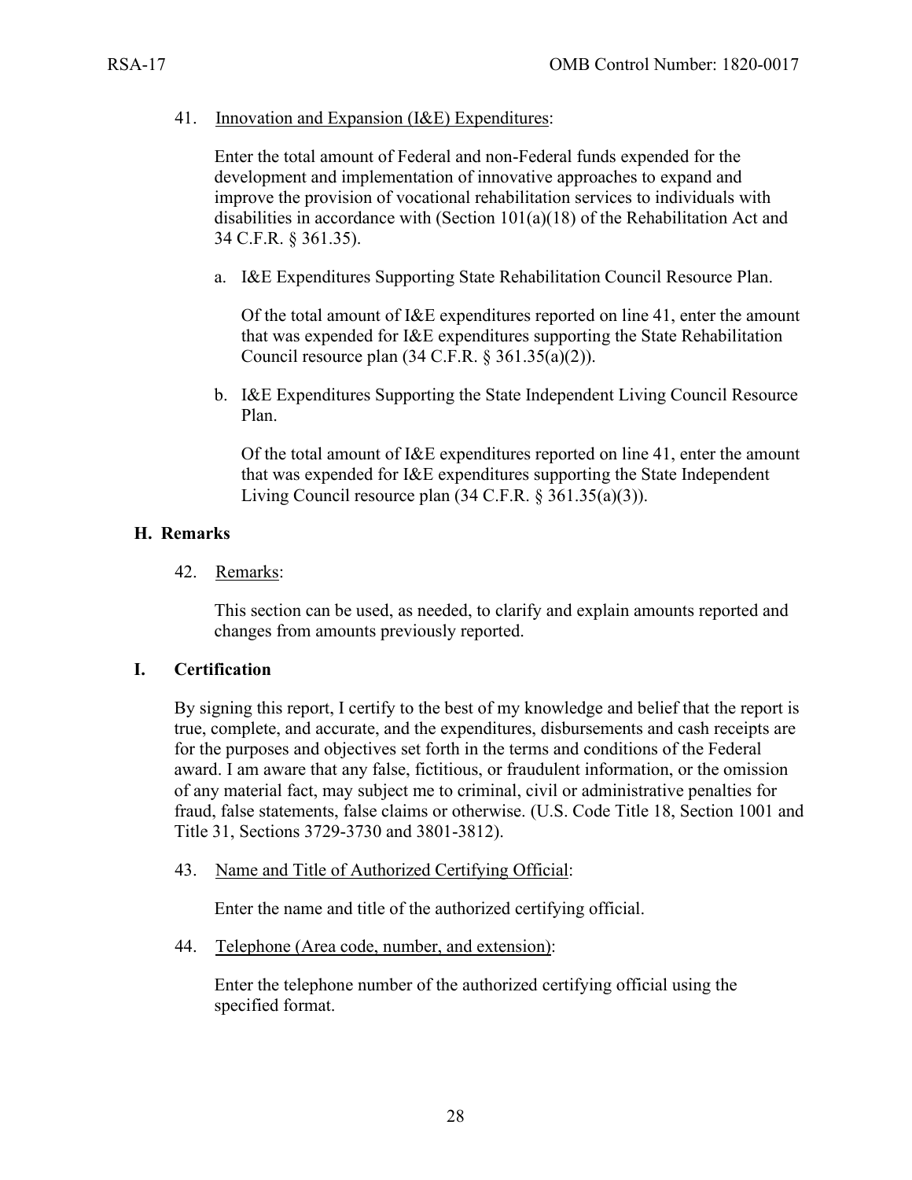41. Innovation and Expansion (I&E) Expenditures:

    Enter the total amount of Federal and non-Federal funds expended for the development and implementation of innovative approaches to expand and improve the provision of vocational rehabilitation services to individuals with disabilities in accordance with (Section 101(a)(18) of the Rehabilitation Act and 34 C.F.R. § 361.35).

    a. I&E Expenditures Supporting State Rehabilitation Council Resource Plan.

       Of the total amount of I&E expenditures reported on line 41, enter the amount that was expended for I&E expenditures supporting the State Rehabilitation Council resource plan (34 C.F.R. § 361.35(a)(2)).

    b. I&E Expenditures Supporting the State Independent Living Council Resource Plan.

       Of the total amount of I&E expenditures reported on line 41, enter the amount that was expended for I&E expenditures supporting the State Independent Living Council resource plan (34 C.F.R. § 361.35(a)(3)).

## H. Remarks

42. Remarks:

    This section can be used, as needed, to clarify and explain amounts reported and changes from amounts previously reported.

## I. Certification

By signing this report, I certify to the best of my knowledge and belief that the report is true, complete, and accurate, and the expenditures, disbursements and cash receipts are for the purposes and objectives set forth in the terms and conditions of the Federal award. I am aware that any false, fictitious, or fraudulent information, or the omission of any material fact, may subject me to criminal, civil or administrative penalties for fraud, false statements, false claims or otherwise. (U.S. Code Title 18, Section 1001 and Title 31, Sections 3729-3730 and 3801-3812).

43. Name and Title of Authorized Certifying Official:

    Enter the name and title of the authorized certifying official.

44. Telephone (Area code, number, and extension):

    Enter the telephone number of the authorized certifying official using the specified format.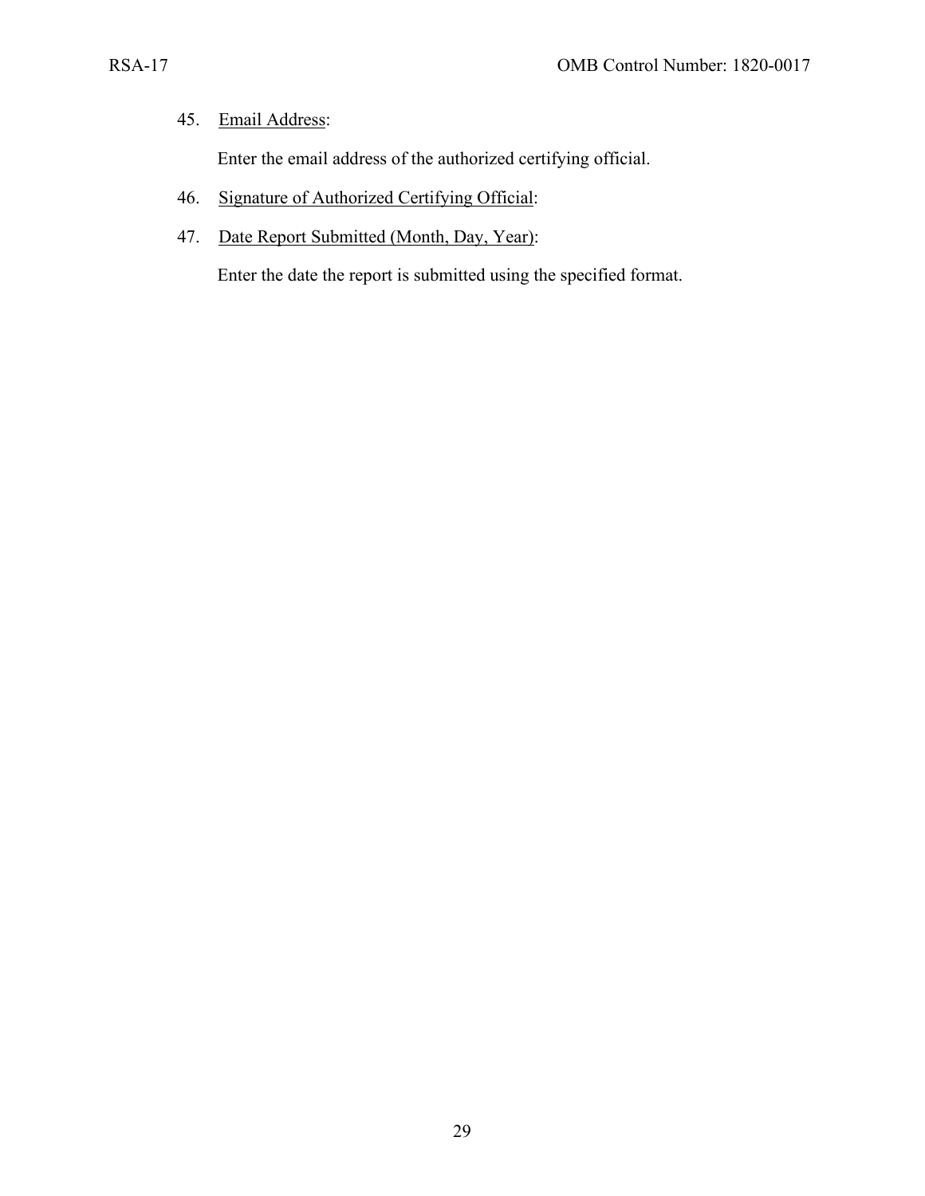45. Email Address:

    Enter the email address of the authorized certifying official.

46. Signature of Authorized Certifying Official:

47. Date Report Submitted (Month, Day, Year):

    Enter the date the report is submitted using the specified format.